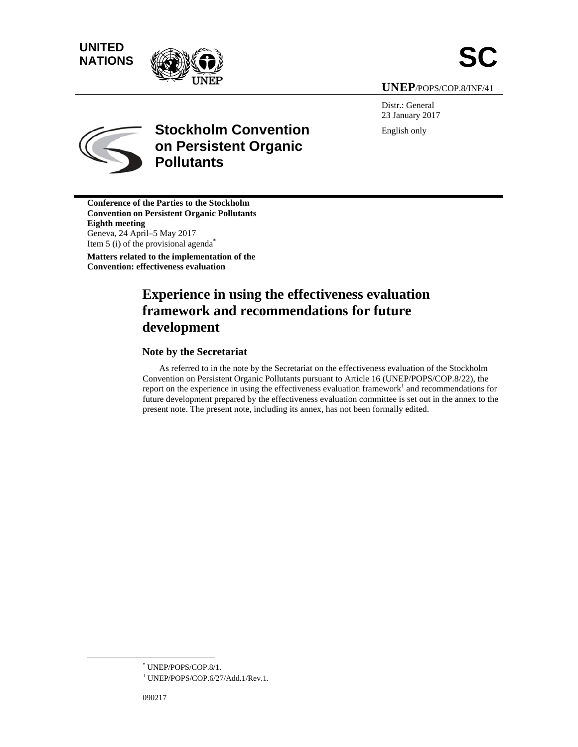UNITED NATIONS

# SC

UNEP/POPS/COP.8/INF/41

Distr.: General
23 January 2017

English only

**Stockholm Convention on Persistent Organic Pollutants**

**Conference of the Parties to the Stockholm Convention on Persistent Organic Pollutants**
**Eighth meeting**
Geneva, 24 April–5 May 2017
Item 5 (i) of the provisional agenda[*]

**Matters related to the implementation of the Convention: effectiveness evaluation**

# Experience in using the effectiveness evaluation framework and recommendations for future development

## Note by the Secretariat

As referred to in the note by the Secretariat on the effectiveness evaluation of the Stockholm Convention on Persistent Organic Pollutants pursuant to Article 16 (UNEP/POPS/COP.8/22), the report on the experience in using the effectiveness evaluation framework[1] and recommendations for future development prepared by the effectiveness evaluation committee is set out in the annex to the present note. The present note, including its annex, has not been formally edited.

[*] UNEP/POPS/COP.8/1.

[1] UNEP/POPS/COP.6/27/Add.1/Rev.1.

090217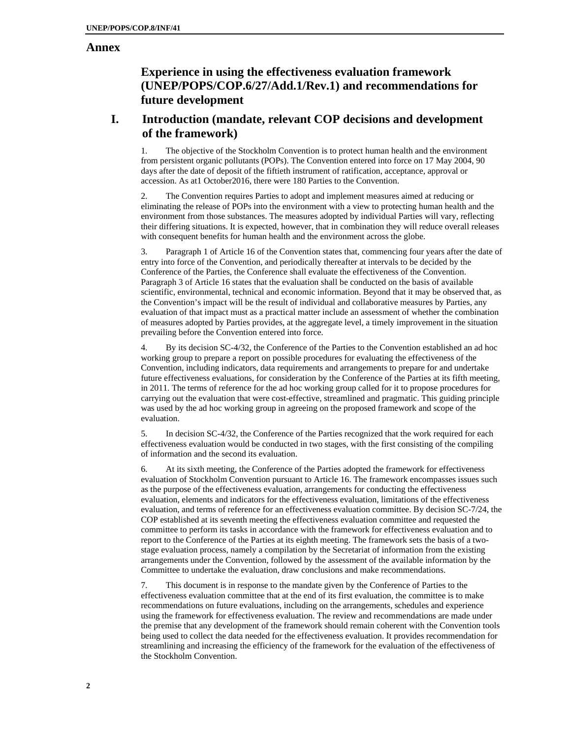# Annex

## Experience in using the effectiveness evaluation framework (UNEP/POPS/COP.6/27/Add.1/Rev.1) and recommendations for future development

## I. Introduction (mandate, relevant COP decisions and development of the framework)

1. The objective of the Stockholm Convention is to protect human health and the environment from persistent organic pollutants (POPs). The Convention entered into force on 17 May 2004, 90 days after the date of deposit of the fiftieth instrument of ratification, acceptance, approval or accession. As at1 October2016, there were 180 Parties to the Convention.

2. The Convention requires Parties to adopt and implement measures aimed at reducing or eliminating the release of POPs into the environment with a view to protecting human health and the environment from those substances. The measures adopted by individual Parties will vary, reflecting their differing situations. It is expected, however, that in combination they will reduce overall releases with consequent benefits for human health and the environment across the globe.

3. Paragraph 1 of Article 16 of the Convention states that, commencing four years after the date of entry into force of the Convention, and periodically thereafter at intervals to be decided by the Conference of the Parties, the Conference shall evaluate the effectiveness of the Convention. Paragraph 3 of Article 16 states that the evaluation shall be conducted on the basis of available scientific, environmental, technical and economic information. Beyond that it may be observed that, as the Convention's impact will be the result of individual and collaborative measures by Parties, any evaluation of that impact must as a practical matter include an assessment of whether the combination of measures adopted by Parties provides, at the aggregate level, a timely improvement in the situation prevailing before the Convention entered into force.

4. By its decision SC-4/32, the Conference of the Parties to the Convention established an ad hoc working group to prepare a report on possible procedures for evaluating the effectiveness of the Convention, including indicators, data requirements and arrangements to prepare for and undertake future effectiveness evaluations, for consideration by the Conference of the Parties at its fifth meeting, in 2011. The terms of reference for the ad hoc working group called for it to propose procedures for carrying out the evaluation that were cost-effective, streamlined and pragmatic. This guiding principle was used by the ad hoc working group in agreeing on the proposed framework and scope of the evaluation.

5. In decision SC-4/32, the Conference of the Parties recognized that the work required for each effectiveness evaluation would be conducted in two stages, with the first consisting of the compiling of information and the second its evaluation.

6. At its sixth meeting, the Conference of the Parties adopted the framework for effectiveness evaluation of Stockholm Convention pursuant to Article 16. The framework encompasses issues such as the purpose of the effectiveness evaluation, arrangements for conducting the effectiveness evaluation, elements and indicators for the effectiveness evaluation, limitations of the effectiveness evaluation, and terms of reference for an effectiveness evaluation committee. By decision SC-7/24, the COP established at its seventh meeting the effectiveness evaluation committee and requested the committee to perform its tasks in accordance with the framework for effectiveness evaluation and to report to the Conference of the Parties at its eighth meeting. The framework sets the basis of a two-stage evaluation process, namely a compilation by the Secretariat of information from the existing arrangements under the Convention, followed by the assessment of the available information by the Committee to undertake the evaluation, draw conclusions and make recommendations.

7. This document is in response to the mandate given by the Conference of Parties to the effectiveness evaluation committee that at the end of its first evaluation, the committee is to make recommendations on future evaluations, including on the arrangements, schedules and experience using the framework for effectiveness evaluation. The review and recommendations are made under the premise that any development of the framework should remain coherent with the Convention tools being used to collect the data needed for the effectiveness evaluation. It provides recommendation for streamlining and increasing the efficiency of the framework for the evaluation of the effectiveness of the Stockholm Convention.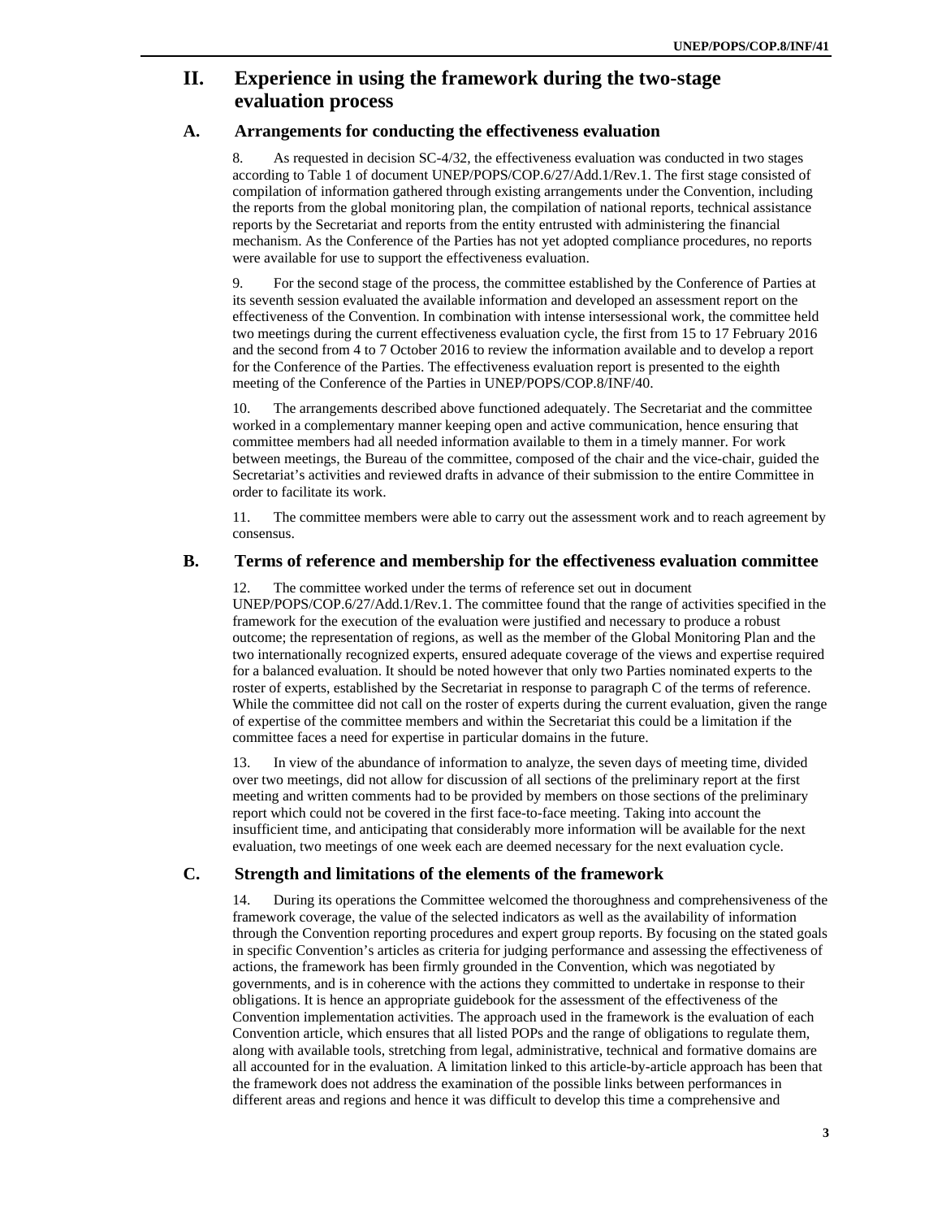# II. Experience in using the framework during the two-stage evaluation process

## A. Arrangements for conducting the effectiveness evaluation

8. As requested in decision SC-4/32, the effectiveness evaluation was conducted in two stages according to Table 1 of document UNEP/POPS/COP.6/27/Add.1/Rev.1. The first stage consisted of compilation of information gathered through existing arrangements under the Convention, including the reports from the global monitoring plan, the compilation of national reports, technical assistance reports by the Secretariat and reports from the entity entrusted with administering the financial mechanism. As the Conference of the Parties has not yet adopted compliance procedures, no reports were available for use to support the effectiveness evaluation.

9. For the second stage of the process, the committee established by the Conference of Parties at its seventh session evaluated the available information and developed an assessment report on the effectiveness of the Convention. In combination with intense intersessional work, the committee held two meetings during the current effectiveness evaluation cycle, the first from 15 to 17 February 2016 and the second from 4 to 7 October 2016 to review the information available and to develop a report for the Conference of the Parties. The effectiveness evaluation report is presented to the eighth meeting of the Conference of the Parties in UNEP/POPS/COP.8/INF/40.

10. The arrangements described above functioned adequately. The Secretariat and the committee worked in a complementary manner keeping open and active communication, hence ensuring that committee members had all needed information available to them in a timely manner. For work between meetings, the Bureau of the committee, composed of the chair and the vice-chair, guided the Secretariat's activities and reviewed drafts in advance of their submission to the entire Committee in order to facilitate its work.

11. The committee members were able to carry out the assessment work and to reach agreement by consensus.

## B. Terms of reference and membership for the effectiveness evaluation committee

12. The committee worked under the terms of reference set out in document UNEP/POPS/COP.6/27/Add.1/Rev.1. The committee found that the range of activities specified in the framework for the execution of the evaluation were justified and necessary to produce a robust outcome; the representation of regions, as well as the member of the Global Monitoring Plan and the two internationally recognized experts, ensured adequate coverage of the views and expertise required for a balanced evaluation. It should be noted however that only two Parties nominated experts to the roster of experts, established by the Secretariat in response to paragraph C of the terms of reference. While the committee did not call on the roster of experts during the current evaluation, given the range of expertise of the committee members and within the Secretariat this could be a limitation if the committee faces a need for expertise in particular domains in the future.

13. In view of the abundance of information to analyze, the seven days of meeting time, divided over two meetings, did not allow for discussion of all sections of the preliminary report at the first meeting and written comments had to be provided by members on those sections of the preliminary report which could not be covered in the first face-to-face meeting. Taking into account the insufficient time, and anticipating that considerably more information will be available for the next evaluation, two meetings of one week each are deemed necessary for the next evaluation cycle.

## C. Strength and limitations of the elements of the framework

14. During its operations the Committee welcomed the thoroughness and comprehensiveness of the framework coverage, the value of the selected indicators as well as the availability of information through the Convention reporting procedures and expert group reports. By focusing on the stated goals in specific Convention's articles as criteria for judging performance and assessing the effectiveness of actions, the framework has been firmly grounded in the Convention, which was negotiated by governments, and is in coherence with the actions they committed to undertake in response to their obligations. It is hence an appropriate guidebook for the assessment of the effectiveness of the Convention implementation activities. The approach used in the framework is the evaluation of each Convention article, which ensures that all listed POPs and the range of obligations to regulate them, along with available tools, stretching from legal, administrative, technical and formative domains are all accounted for in the evaluation. A limitation linked to this article-by-article approach has been that the framework does not address the examination of the possible links between performances in different areas and regions and hence it was difficult to develop this time a comprehensive and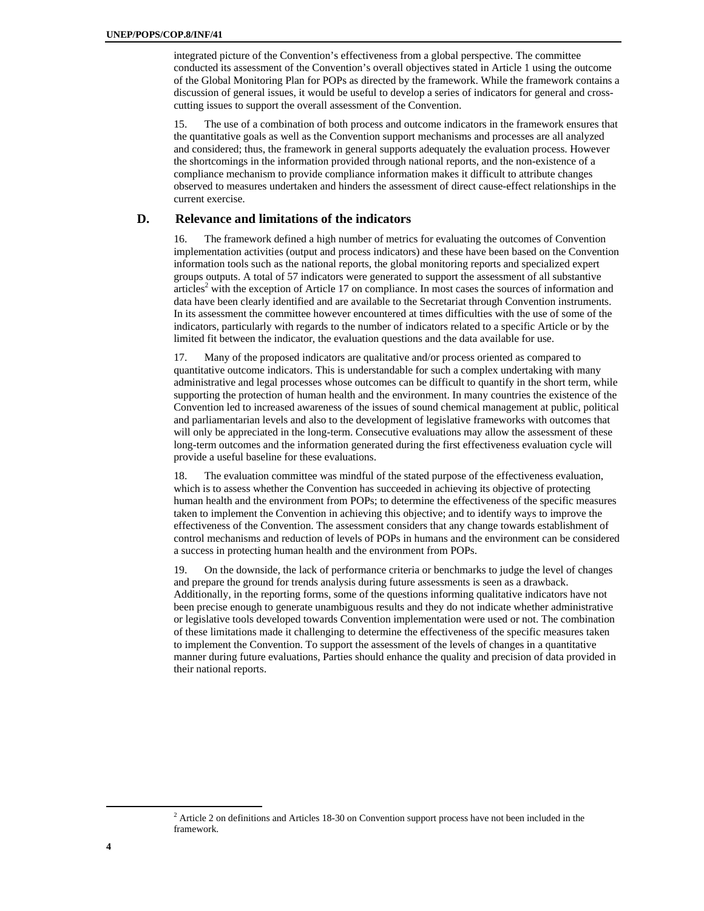integrated picture of the Convention's effectiveness from a global perspective. The committee conducted its assessment of the Convention's overall objectives stated in Article 1 using the outcome of the Global Monitoring Plan for POPs as directed by the framework. While the framework contains a discussion of general issues, it would be useful to develop a series of indicators for general and cross-cutting issues to support the overall assessment of the Convention.

15. The use of a combination of both process and outcome indicators in the framework ensures that the quantitative goals as well as the Convention support mechanisms and processes are all analyzed and considered; thus, the framework in general supports adequately the evaluation process. However the shortcomings in the information provided through national reports, and the non-existence of a compliance mechanism to provide compliance information makes it difficult to attribute changes observed to measures undertaken and hinders the assessment of direct cause-effect relationships in the current exercise.

## D. Relevance and limitations of the indicators

16. The framework defined a high number of metrics for evaluating the outcomes of Convention implementation activities (output and process indicators) and these have been based on the Convention information tools such as the national reports, the global monitoring reports and specialized expert groups outputs. A total of 57 indicators were generated to support the assessment of all substantive articles[2] with the exception of Article 17 on compliance. In most cases the sources of information and data have been clearly identified and are available to the Secretariat through Convention instruments. In its assessment the committee however encountered at times difficulties with the use of some of the indicators, particularly with regards to the number of indicators related to a specific Article or by the limited fit between the indicator, the evaluation questions and the data available for use.

17. Many of the proposed indicators are qualitative and/or process oriented as compared to quantitative outcome indicators. This is understandable for such a complex undertaking with many administrative and legal processes whose outcomes can be difficult to quantify in the short term, while supporting the protection of human health and the environment. In many countries the existence of the Convention led to increased awareness of the issues of sound chemical management at public, political and parliamentarian levels and also to the development of legislative frameworks with outcomes that will only be appreciated in the long-term. Consecutive evaluations may allow the assessment of these long-term outcomes and the information generated during the first effectiveness evaluation cycle will provide a useful baseline for these evaluations.

18. The evaluation committee was mindful of the stated purpose of the effectiveness evaluation, which is to assess whether the Convention has succeeded in achieving its objective of protecting human health and the environment from POPs; to determine the effectiveness of the specific measures taken to implement the Convention in achieving this objective; and to identify ways to improve the effectiveness of the Convention. The assessment considers that any change towards establishment of control mechanisms and reduction of levels of POPs in humans and the environment can be considered a success in protecting human health and the environment from POPs.

19. On the downside, the lack of performance criteria or benchmarks to judge the level of changes and prepare the ground for trends analysis during future assessments is seen as a drawback. Additionally, in the reporting forms, some of the questions informing qualitative indicators have not been precise enough to generate unambiguous results and they do not indicate whether administrative or legislative tools developed towards Convention implementation were used or not. The combination of these limitations made it challenging to determine the effectiveness of the specific measures taken to implement the Convention. To support the assessment of the levels of changes in a quantitative manner during future evaluations, Parties should enhance the quality and precision of data provided in their national reports.

[2] Article 2 on definitions and Articles 18-30 on Convention support process have not been included in the framework.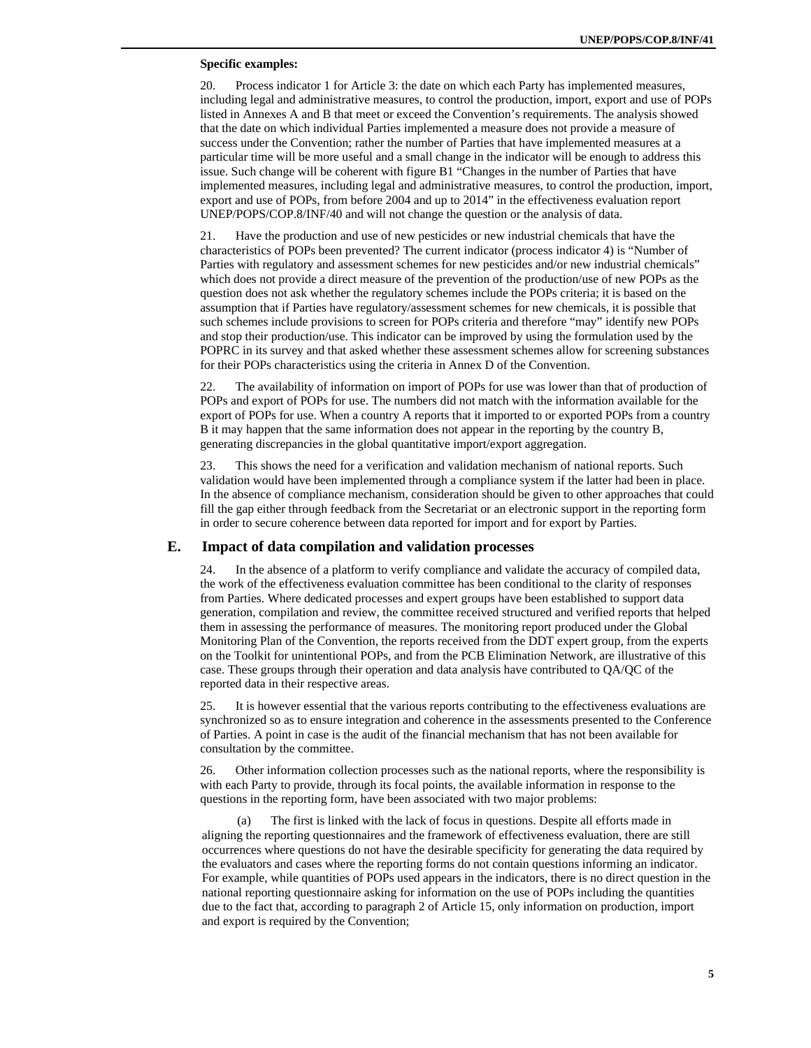**Specific examples:**

20. Process indicator 1 for Article 3: the date on which each Party has implemented measures, including legal and administrative measures, to control the production, import, export and use of POPs listed in Annexes A and B that meet or exceed the Convention's requirements. The analysis showed that the date on which individual Parties implemented a measure does not provide a measure of success under the Convention; rather the number of Parties that have implemented measures at a particular time will be more useful and a small change in the indicator will be enough to address this issue. Such change will be coherent with figure B1 "Changes in the number of Parties that have implemented measures, including legal and administrative measures, to control the production, import, export and use of POPs, from before 2004 and up to 2014" in the effectiveness evaluation report UNEP/POPS/COP.8/INF/40 and will not change the question or the analysis of data.

21. Have the production and use of new pesticides or new industrial chemicals that have the characteristics of POPs been prevented? The current indicator (process indicator 4) is "Number of Parties with regulatory and assessment schemes for new pesticides and/or new industrial chemicals" which does not provide a direct measure of the prevention of the production/use of new POPs as the question does not ask whether the regulatory schemes include the POPs criteria; it is based on the assumption that if Parties have regulatory/assessment schemes for new chemicals, it is possible that such schemes include provisions to screen for POPs criteria and therefore "may" identify new POPs and stop their production/use. This indicator can be improved by using the formulation used by the POPRC in its survey and that asked whether these assessment schemes allow for screening substances for their POPs characteristics using the criteria in Annex D of the Convention.

22. The availability of information on import of POPs for use was lower than that of production of POPs and export of POPs for use. The numbers did not match with the information available for the export of POPs for use. When a country A reports that it imported to or exported POPs from a country B it may happen that the same information does not appear in the reporting by the country B, generating discrepancies in the global quantitative import/export aggregation.

23. This shows the need for a verification and validation mechanism of national reports. Such validation would have been implemented through a compliance system if the latter had been in place. In the absence of compliance mechanism, consideration should be given to other approaches that could fill the gap either through feedback from the Secretariat or an electronic support in the reporting form in order to secure coherence between data reported for import and for export by Parties.

## E. Impact of data compilation and validation processes

24. In the absence of a platform to verify compliance and validate the accuracy of compiled data, the work of the effectiveness evaluation committee has been conditional to the clarity of responses from Parties. Where dedicated processes and expert groups have been established to support data generation, compilation and review, the committee received structured and verified reports that helped them in assessing the performance of measures. The monitoring report produced under the Global Monitoring Plan of the Convention, the reports received from the DDT expert group, from the experts on the Toolkit for unintentional POPs, and from the PCB Elimination Network, are illustrative of this case. These groups through their operation and data analysis have contributed to QA/QC of the reported data in their respective areas.

25. It is however essential that the various reports contributing to the effectiveness evaluations are synchronized so as to ensure integration and coherence in the assessments presented to the Conference of Parties. A point in case is the audit of the financial mechanism that has not been available for consultation by the committee.

26. Other information collection processes such as the national reports, where the responsibility is with each Party to provide, through its focal points, the available information in response to the questions in the reporting form, have been associated with two major problems:

(a) The first is linked with the lack of focus in questions. Despite all efforts made in aligning the reporting questionnaires and the framework of effectiveness evaluation, there are still occurrences where questions do not have the desirable specificity for generating the data required by the evaluators and cases where the reporting forms do not contain questions informing an indicator. For example, while quantities of POPs used appears in the indicators, there is no direct question in the national reporting questionnaire asking for information on the use of POPs including the quantities due to the fact that, according to paragraph 2 of Article 15, only information on production, import and export is required by the Convention;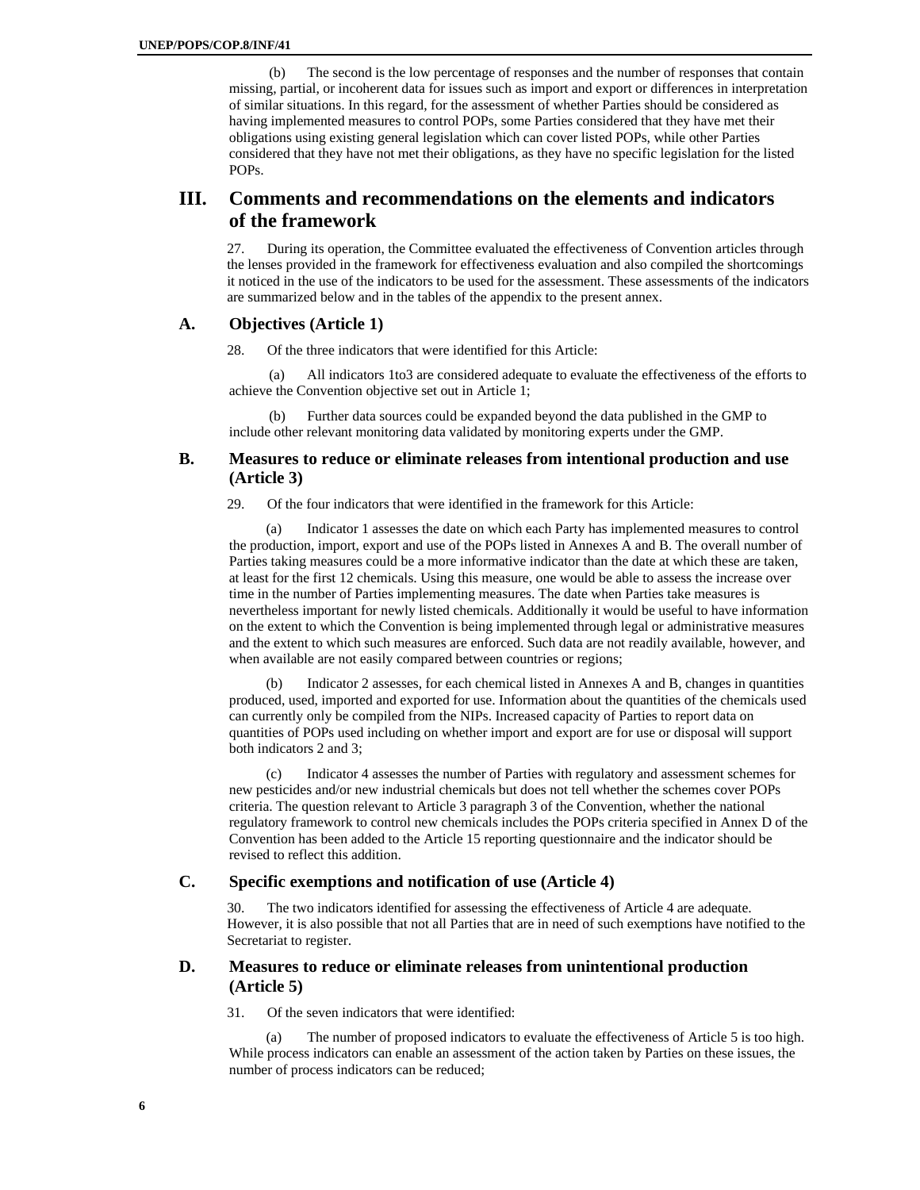(b) The second is the low percentage of responses and the number of responses that contain missing, partial, or incoherent data for issues such as import and export or differences in interpretation of similar situations. In this regard, for the assessment of whether Parties should be considered as having implemented measures to control POPs, some Parties considered that they have met their obligations using existing general legislation which can cover listed POPs, while other Parties considered that they have not met their obligations, as they have no specific legislation for the listed POPs.

# III. Comments and recommendations on the elements and indicators of the framework

27. During its operation, the Committee evaluated the effectiveness of Convention articles through the lenses provided in the framework for effectiveness evaluation and also compiled the shortcomings it noticed in the use of the indicators to be used for the assessment. These assessments of the indicators are summarized below and in the tables of the appendix to the present annex.

## A. Objectives (Article 1)

28. Of the three indicators that were identified for this Article:

(a) All indicators 1to3 are considered adequate to evaluate the effectiveness of the efforts to achieve the Convention objective set out in Article 1;

(b) Further data sources could be expanded beyond the data published in the GMP to include other relevant monitoring data validated by monitoring experts under the GMP.

## B. Measures to reduce or eliminate releases from intentional production and use (Article 3)

29. Of the four indicators that were identified in the framework for this Article:

(a) Indicator 1 assesses the date on which each Party has implemented measures to control the production, import, export and use of the POPs listed in Annexes A and B. The overall number of Parties taking measures could be a more informative indicator than the date at which these are taken, at least for the first 12 chemicals. Using this measure, one would be able to assess the increase over time in the number of Parties implementing measures. The date when Parties take measures is nevertheless important for newly listed chemicals. Additionally it would be useful to have information on the extent to which the Convention is being implemented through legal or administrative measures and the extent to which such measures are enforced. Such data are not readily available, however, and when available are not easily compared between countries or regions;

(b) Indicator 2 assesses, for each chemical listed in Annexes A and B, changes in quantities produced, used, imported and exported for use. Information about the quantities of the chemicals used can currently only be compiled from the NIPs. Increased capacity of Parties to report data on quantities of POPs used including on whether import and export are for use or disposal will support both indicators 2 and 3;

(c) Indicator 4 assesses the number of Parties with regulatory and assessment schemes for new pesticides and/or new industrial chemicals but does not tell whether the schemes cover POPs criteria. The question relevant to Article 3 paragraph 3 of the Convention, whether the national regulatory framework to control new chemicals includes the POPs criteria specified in Annex D of the Convention has been added to the Article 15 reporting questionnaire and the indicator should be revised to reflect this addition.

## C. Specific exemptions and notification of use (Article 4)

30. The two indicators identified for assessing the effectiveness of Article 4 are adequate. However, it is also possible that not all Parties that are in need of such exemptions have notified to the Secretariat to register.

## D. Measures to reduce or eliminate releases from unintentional production (Article 5)

31. Of the seven indicators that were identified:

(a) The number of proposed indicators to evaluate the effectiveness of Article 5 is too high. While process indicators can enable an assessment of the action taken by Parties on these issues, the number of process indicators can be reduced;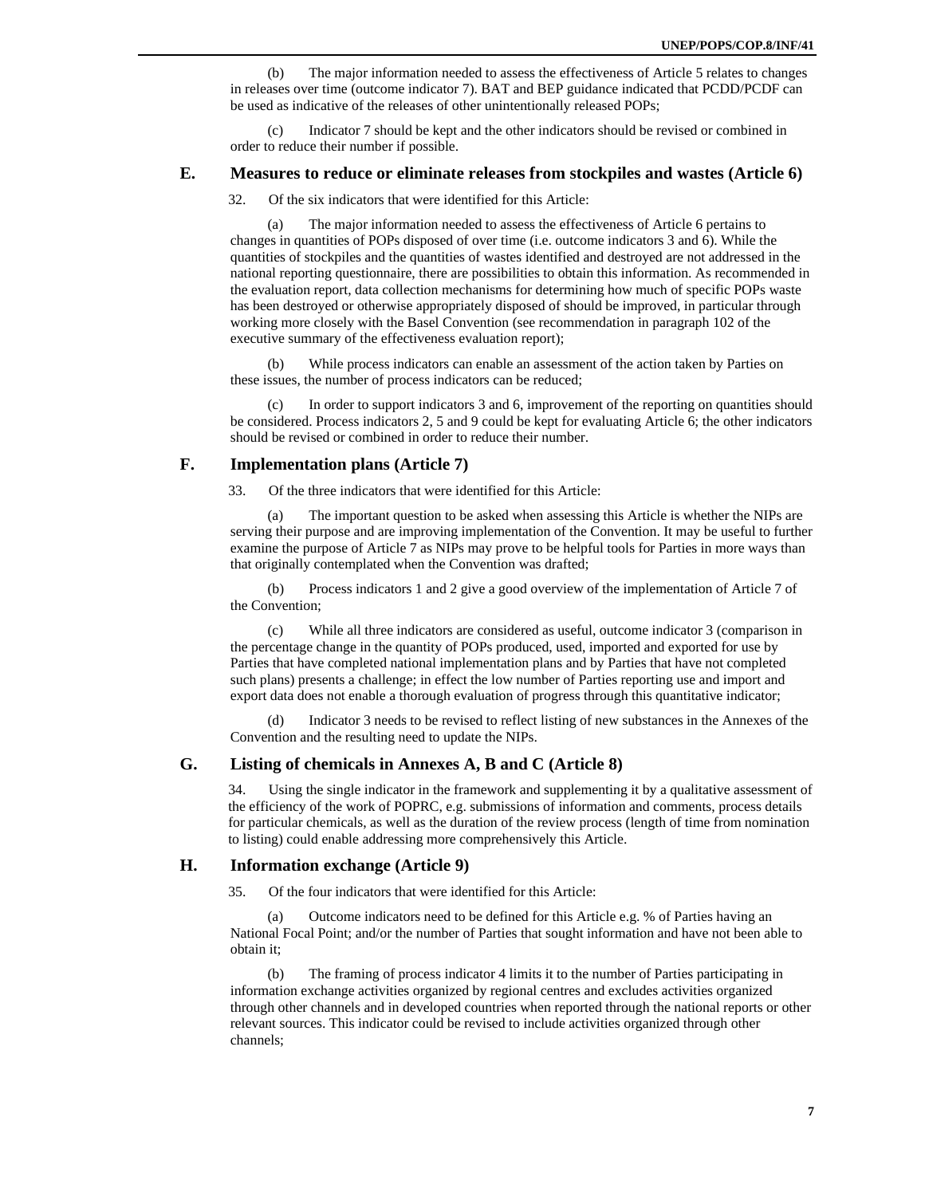(b) The major information needed to assess the effectiveness of Article 5 relates to changes in releases over time (outcome indicator 7). BAT and BEP guidance indicated that PCDD/PCDF can be used as indicative of the releases of other unintentionally released POPs;

(c) Indicator 7 should be kept and the other indicators should be revised or combined in order to reduce their number if possible.

## E. Measures to reduce or eliminate releases from stockpiles and wastes (Article 6)

32. Of the six indicators that were identified for this Article:

(a) The major information needed to assess the effectiveness of Article 6 pertains to changes in quantities of POPs disposed of over time (i.e. outcome indicators 3 and 6). While the quantities of stockpiles and the quantities of wastes identified and destroyed are not addressed in the national reporting questionnaire, there are possibilities to obtain this information. As recommended in the evaluation report, data collection mechanisms for determining how much of specific POPs waste has been destroyed or otherwise appropriately disposed of should be improved, in particular through working more closely with the Basel Convention (see recommendation in paragraph 102 of the executive summary of the effectiveness evaluation report);

(b) While process indicators can enable an assessment of the action taken by Parties on these issues, the number of process indicators can be reduced;

(c) In order to support indicators 3 and 6, improvement of the reporting on quantities should be considered. Process indicators 2, 5 and 9 could be kept for evaluating Article 6; the other indicators should be revised or combined in order to reduce their number.

## F. Implementation plans (Article 7)

33. Of the three indicators that were identified for this Article:

(a) The important question to be asked when assessing this Article is whether the NIPs are serving their purpose and are improving implementation of the Convention. It may be useful to further examine the purpose of Article 7 as NIPs may prove to be helpful tools for Parties in more ways than that originally contemplated when the Convention was drafted;

(b) Process indicators 1 and 2 give a good overview of the implementation of Article 7 of the Convention;

(c) While all three indicators are considered as useful, outcome indicator 3 (comparison in the percentage change in the quantity of POPs produced, used, imported and exported for use by Parties that have completed national implementation plans and by Parties that have not completed such plans) presents a challenge; in effect the low number of Parties reporting use and import and export data does not enable a thorough evaluation of progress through this quantitative indicator;

(d) Indicator 3 needs to be revised to reflect listing of new substances in the Annexes of the Convention and the resulting need to update the NIPs.

## G. Listing of chemicals in Annexes A, B and C (Article 8)

34. Using the single indicator in the framework and supplementing it by a qualitative assessment of the efficiency of the work of POPRC, e.g. submissions of information and comments, process details for particular chemicals, as well as the duration of the review process (length of time from nomination to listing) could enable addressing more comprehensively this Article.

## H. Information exchange (Article 9)

35. Of the four indicators that were identified for this Article:

(a) Outcome indicators need to be defined for this Article e.g. % of Parties having an National Focal Point; and/or the number of Parties that sought information and have not been able to obtain it;

(b) The framing of process indicator 4 limits it to the number of Parties participating in information exchange activities organized by regional centres and excludes activities organized through other channels and in developed countries when reported through the national reports or other relevant sources. This indicator could be revised to include activities organized through other channels;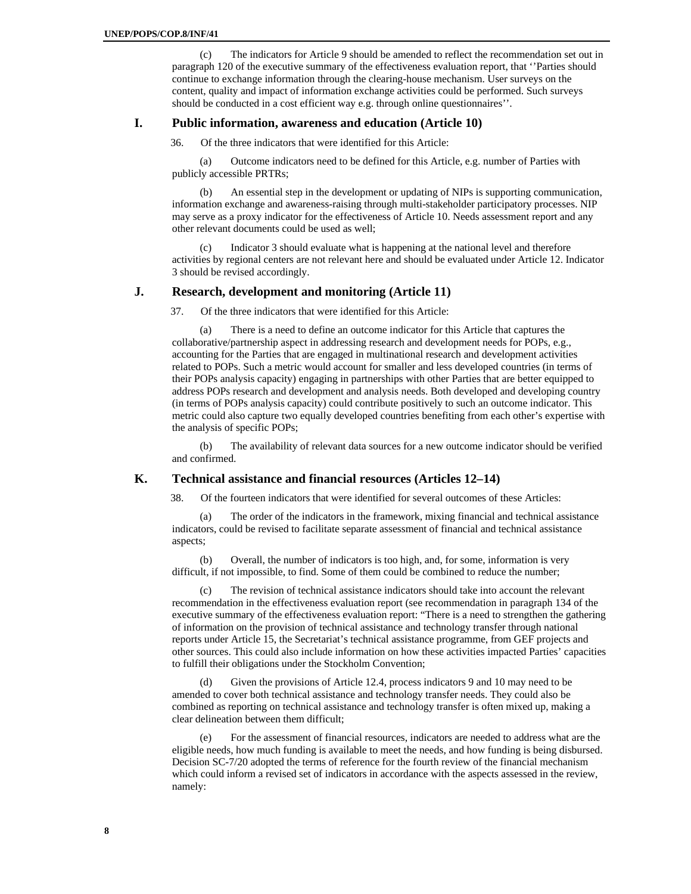(c) The indicators for Article 9 should be amended to reflect the recommendation set out in paragraph 120 of the executive summary of the effectiveness evaluation report, that ''Parties should continue to exchange information through the clearing-house mechanism. User surveys on the content, quality and impact of information exchange activities could be performed. Such surveys should be conducted in a cost efficient way e.g. through online questionnaires''.

## I. Public information, awareness and education (Article 10)

36. Of the three indicators that were identified for this Article:

(a) Outcome indicators need to be defined for this Article, e.g. number of Parties with publicly accessible PRTRs;

(b) An essential step in the development or updating of NIPs is supporting communication, information exchange and awareness-raising through multi-stakeholder participatory processes. NIP may serve as a proxy indicator for the effectiveness of Article 10. Needs assessment report and any other relevant documents could be used as well;

(c) Indicator 3 should evaluate what is happening at the national level and therefore activities by regional centers are not relevant here and should be evaluated under Article 12. Indicator 3 should be revised accordingly.

## J. Research, development and monitoring (Article 11)

37. Of the three indicators that were identified for this Article:

(a) There is a need to define an outcome indicator for this Article that captures the collaborative/partnership aspect in addressing research and development needs for POPs, e.g., accounting for the Parties that are engaged in multinational research and development activities related to POPs. Such a metric would account for smaller and less developed countries (in terms of their POPs analysis capacity) engaging in partnerships with other Parties that are better equipped to address POPs research and development and analysis needs. Both developed and developing country (in terms of POPs analysis capacity) could contribute positively to such an outcome indicator. This metric could also capture two equally developed countries benefiting from each other's expertise with the analysis of specific POPs;

(b) The availability of relevant data sources for a new outcome indicator should be verified and confirmed.

## K. Technical assistance and financial resources (Articles 12–14)

38. Of the fourteen indicators that were identified for several outcomes of these Articles:

(a) The order of the indicators in the framework, mixing financial and technical assistance indicators, could be revised to facilitate separate assessment of financial and technical assistance aspects;

(b) Overall, the number of indicators is too high, and, for some, information is very difficult, if not impossible, to find. Some of them could be combined to reduce the number;

(c) The revision of technical assistance indicators should take into account the relevant recommendation in the effectiveness evaluation report (see recommendation in paragraph 134 of the executive summary of the effectiveness evaluation report: "There is a need to strengthen the gathering of information on the provision of technical assistance and technology transfer through national reports under Article 15, the Secretariat's technical assistance programme, from GEF projects and other sources. This could also include information on how these activities impacted Parties' capacities to fulfill their obligations under the Stockholm Convention;

(d) Given the provisions of Article 12.4, process indicators 9 and 10 may need to be amended to cover both technical assistance and technology transfer needs. They could also be combined as reporting on technical assistance and technology transfer is often mixed up, making a clear delineation between them difficult;

(e) For the assessment of financial resources, indicators are needed to address what are the eligible needs, how much funding is available to meet the needs, and how funding is being disbursed. Decision SC-7/20 adopted the terms of reference for the fourth review of the financial mechanism which could inform a revised set of indicators in accordance with the aspects assessed in the review, namely: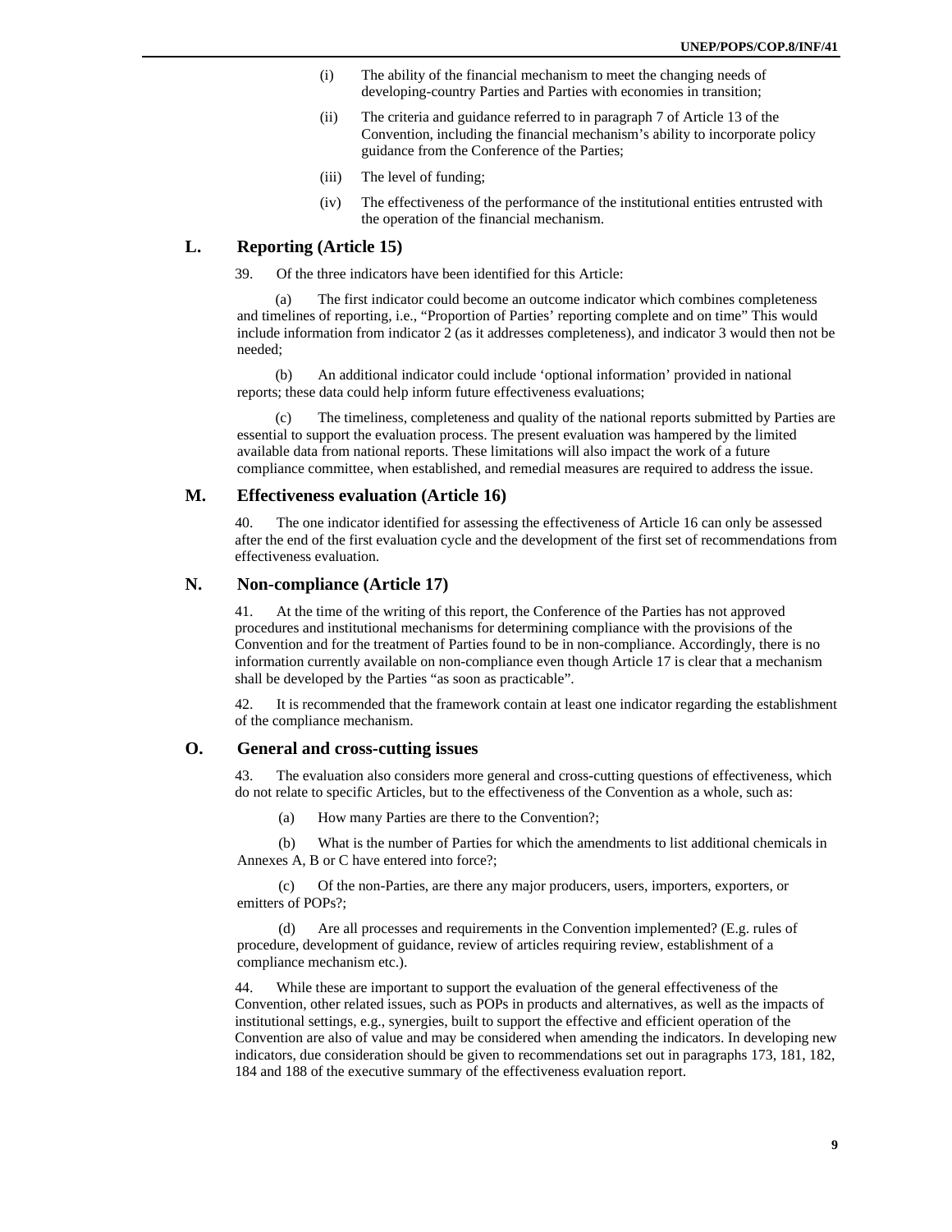(i) The ability of the financial mechanism to meet the changing needs of developing-country Parties and Parties with economies in transition;

(ii) The criteria and guidance referred to in paragraph 7 of Article 13 of the Convention, including the financial mechanism's ability to incorporate policy guidance from the Conference of the Parties;

(iii) The level of funding;

(iv) The effectiveness of the performance of the institutional entities entrusted with the operation of the financial mechanism.

## L. Reporting (Article 15)

39. Of the three indicators have been identified for this Article:

(a) The first indicator could become an outcome indicator which combines completeness and timelines of reporting, i.e., "Proportion of Parties' reporting complete and on time" This would include information from indicator 2 (as it addresses completeness), and indicator 3 would then not be needed;

(b) An additional indicator could include 'optional information' provided in national reports; these data could help inform future effectiveness evaluations;

(c) The timeliness, completeness and quality of the national reports submitted by Parties are essential to support the evaluation process. The present evaluation was hampered by the limited available data from national reports. These limitations will also impact the work of a future compliance committee, when established, and remedial measures are required to address the issue.

## M. Effectiveness evaluation (Article 16)

40. The one indicator identified for assessing the effectiveness of Article 16 can only be assessed after the end of the first evaluation cycle and the development of the first set of recommendations from effectiveness evaluation.

## N. Non-compliance (Article 17)

41. At the time of the writing of this report, the Conference of the Parties has not approved procedures and institutional mechanisms for determining compliance with the provisions of the Convention and for the treatment of Parties found to be in non-compliance. Accordingly, there is no information currently available on non-compliance even though Article 17 is clear that a mechanism shall be developed by the Parties "as soon as practicable".

42. It is recommended that the framework contain at least one indicator regarding the establishment of the compliance mechanism.

## O. General and cross-cutting issues

43. The evaluation also considers more general and cross-cutting questions of effectiveness, which do not relate to specific Articles, but to the effectiveness of the Convention as a whole, such as:

(a) How many Parties are there to the Convention?;

(b) What is the number of Parties for which the amendments to list additional chemicals in Annexes A, B or C have entered into force?;

(c) Of the non-Parties, are there any major producers, users, importers, exporters, or emitters of POPs?;

(d) Are all processes and requirements in the Convention implemented? (E.g. rules of procedure, development of guidance, review of articles requiring review, establishment of a compliance mechanism etc.).

44. While these are important to support the evaluation of the general effectiveness of the Convention, other related issues, such as POPs in products and alternatives, as well as the impacts of institutional settings, e.g., synergies, built to support the effective and efficient operation of the Convention are also of value and may be considered when amending the indicators. In developing new indicators, due consideration should be given to recommendations set out in paragraphs 173, 181, 182, 184 and 188 of the executive summary of the effectiveness evaluation report.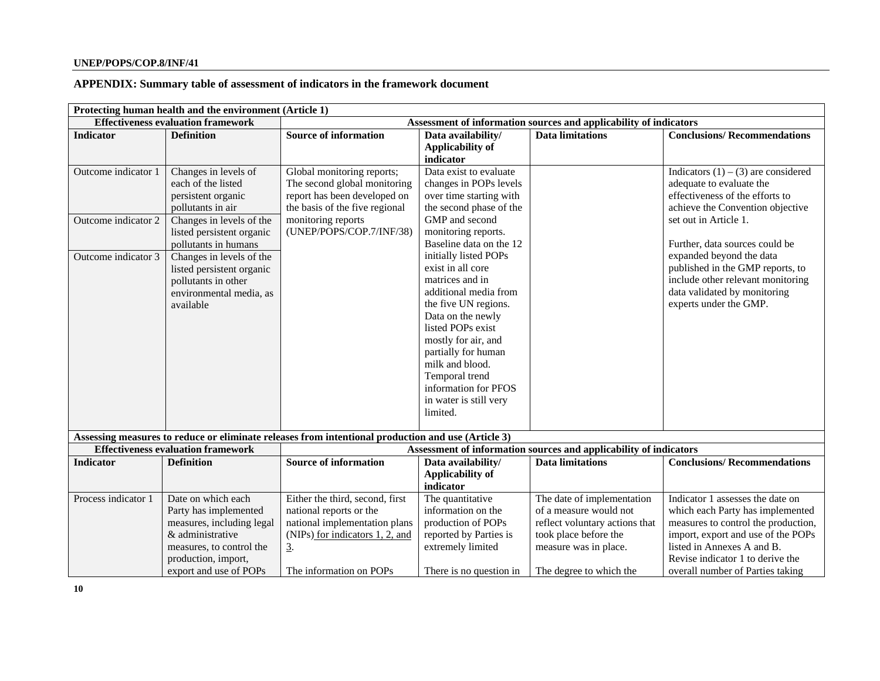## APPENDIX: Summary table of assessment of indicators in the framework document

| Protecting human health and the environment (Article 1) | | | | | |
|---|---|---|---|---|---|
| **Effectiveness evaluation framework** | | **Assessment of information sources and applicability of indicators** | | | |
| **Indicator** | **Definition** | **Source of information** | **Data availability/ Applicability of indicator** | **Data limitations** | **Conclusions/ Recommendations** |
| Outcome indicator 1 | Changes in levels of each of the listed persistent organic pollutants in air | Global monitoring reports; The second global monitoring report has been developed on the basis of the five regional monitoring reports (UNEP/POPS/COP.7/INF/38) | Data exist to evaluate changes in POPs levels over time starting with the second phase of the GMP and second monitoring reports. Baseline data on the 12 initially listed POPs exist in all core matrices and in additional media from the five UN regions. Data on the newly listed POPs exist mostly for air, and partially for human milk and blood. Temporal trend information for PFOS in water is still very limited. | | Indicators (1) – (3) are considered adequate to evaluate the effectiveness of the efforts to achieve the Convention objective set out in Article 1. Further, data sources could be expanded beyond the data published in the GMP reports, to include other relevant monitoring data validated by monitoring experts under the GMP. |
| Outcome indicator 2 | Changes in levels of the listed persistent organic pollutants in humans | | | | |
| Outcome indicator 3 | Changes in levels of the listed persistent organic pollutants in other environmental media, as available | | | | |

| Assessing measures to reduce or eliminate releases from intentional production and use (Article 3) | | | | | |
|---|---|---|---|---|---|
| **Effectiveness evaluation framework** | | **Assessment of information sources and applicability of indicators** | | | |
| **Indicator** | **Definition** | **Source of information** | **Data availability/ Applicability of indicator** | **Data limitations** | **Conclusions/ Recommendations** |
| Process indicator 1 | Date on which each Party has implemented measures, including legal & administrative measures, to control the production, import, export and use of POPs | Either the third, second, first national reports or the national implementation plans (NIPs) for indicators 1, 2, and 3. The information on POPs | The quantitative information on the production of POPs reported by Parties is extremely limited There is no question in | The date of implementation of a measure would not reflect voluntary actions that took place before the measure was in place. The degree to which the | Indicator 1 assesses the date on which each Party has implemented measures to control the production, import, export and use of the POPs listed in Annexes A and B. Revise indicator 1 to derive the overall number of Parties taking |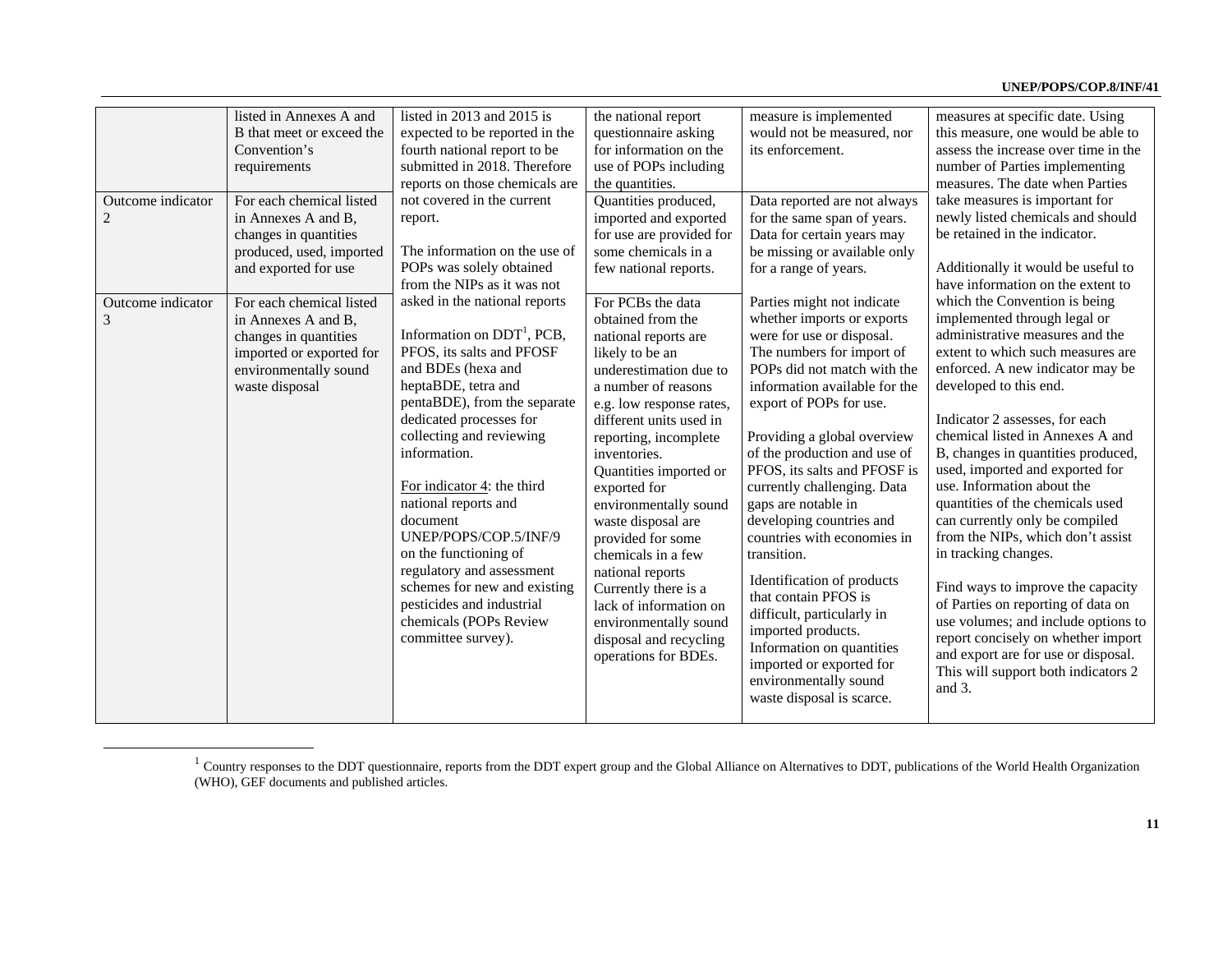| | | | | | |
|---|---|---|---|---|---|
| | listed in Annexes A and B that meet or exceed the Convention's requirements | listed in 2013 and 2015 is expected to be reported in the fourth national report to be submitted in 2018. Therefore reports on those chemicals are not covered in the current report.<br><br>The information on the use of POPs was solely obtained from the NIPs as it was not asked in the national reports<br><br>Information on DDT[1], PCB, PFOS, its salts and PFOSF and BDEs (hexa and heptaBDE, tetra and pentaBDE), from the separate dedicated processes for collecting and reviewing information.<br><br>For indicator 4: the third national reports and document UNEP/POPS/COP.5/INF/9 on the functioning of regulatory and assessment schemes for new and existing pesticides and industrial chemicals (POPs Review committee survey). | the national report questionnaire asking for information on the use of POPs including the quantities. | measure is implemented would not be measured, nor its enforcement. | measures at specific date. Using this measure, one would be able to assess the increase over time in the number of Parties implementing measures. The date when Parties take measures is important for newly listed chemicals and should be retained in the indicator.<br><br>Additionally it would be useful to have information on the extent to which the Convention is being implemented through legal or administrative measures and the extent to which such measures are enforced. A new indicator may be developed to this end.<br><br>Indicator 2 assesses, for each chemical listed in Annexes A and B, changes in quantities produced, used, imported and exported for use. Information about the quantities of the chemicals used can currently only be compiled from the NIPs, which don't assist in tracking changes.<br><br>Find ways to improve the capacity of Parties on reporting of data on use volumes; and include options to report concisely on whether import and export are for use or disposal. This will support both indicators 2 and 3. |
| Outcome indicator 2 | For each chemical listed in Annexes A and B, changes in quantities produced, used, imported and exported for use | | Quantities produced, imported and exported for use are provided for some chemicals in a few national reports. | Data reported are not always for the same span of years. Data for certain years may be missing or available only for a range of years.<br><br>Parties might not indicate whether imports or exports were for use or disposal. The numbers for import of POPs did not match with the information available for the export of POPs for use.<br><br>Providing a global overview of the production and use of PFOS, its salts and PFOSF is currently challenging. Data gaps are notable in developing countries and countries with economies in transition. | |
| Outcome indicator 3 | For each chemical listed in Annexes A and B, changes in quantities imported or exported for environmentally sound waste disposal | | For PCBs the data obtained from the national reports are likely to be an underestimation due to a number of reasons e.g. low response rates, different units used in reporting, incomplete inventories.<br>Quantities imported or exported for environmentally sound waste disposal are provided for some chemicals in a few national reports<br>Currently there is a lack of information on environmentally sound disposal and recycling operations for BDEs. | Identification of products that contain PFOS is difficult, particularly in imported products.<br>Information on quantities imported or exported for environmentally sound waste disposal is scarce. | |

[1] Country responses to the DDT questionnaire, reports from the DDT expert group and the Global Alliance on Alternatives to DDT, publications of the World Health Organization (WHO), GEF documents and published articles.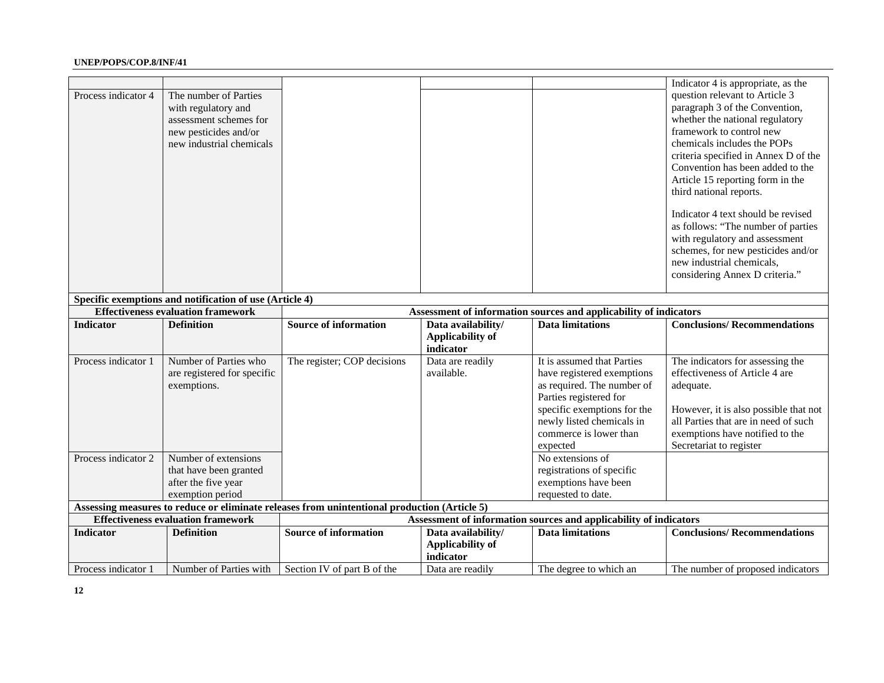| | | | | | |
|---|---|---|---|---|---|
| | | | | | Indicator 4 is appropriate, as the question relevant to Article 3 paragraph 3 of the Convention, whether the national regulatory framework to control new chemicals includes the POPs criteria specified in Annex D of the Convention has been added to the Article 15 reporting form in the third national reports. Indicator 4 text should be revised as follows: "The number of parties with regulatory and assessment schemes, for new pesticides and/or new industrial chemicals, considering Annex D criteria." |
| Process indicator 4 | The number of Parties with regulatory and assessment schemes for new pesticides and/or new industrial chemicals | | | | |

**Specific exemptions and notification of use (Article 4)**

| **Effectiveness evaluation framework** | | **Assessment of information sources and applicability of indicators** | | | |
|---|---|---|---|---|---|
| **Indicator** | **Definition** | **Source of information** | **Data availability/ Applicability of indicator** | **Data limitations** | **Conclusions/ Recommendations** |
| Process indicator 1 | Number of Parties who are registered for specific exemptions. | The register; COP decisions | Data are readily available. | It is assumed that Parties have registered exemptions as required. The number of Parties registered for specific exemptions for the newly listed chemicals in commerce is lower than expected | The indicators for assessing the effectiveness of Article 4 are adequate. However, it is also possible that not all Parties that are in need of such exemptions have notified to the Secretariat to register |
| Process indicator 2 | Number of extensions that have been granted after the five year exemption period | | | No extensions of registrations of specific exemptions have been requested to date. | |

**Assessing measures to reduce or eliminate releases from unintentional production (Article 5)**

| **Effectiveness evaluation framework** | | **Assessment of information sources and applicability of indicators** | | | |
|---|---|---|---|---|---|
| **Indicator** | **Definition** | **Source of information** | **Data availability/ Applicability of indicator** | **Data limitations** | **Conclusions/ Recommendations** |
| Process indicator 1 | Number of Parties with | Section IV of part B of the | Data are readily | The degree to which an | The number of proposed indicators |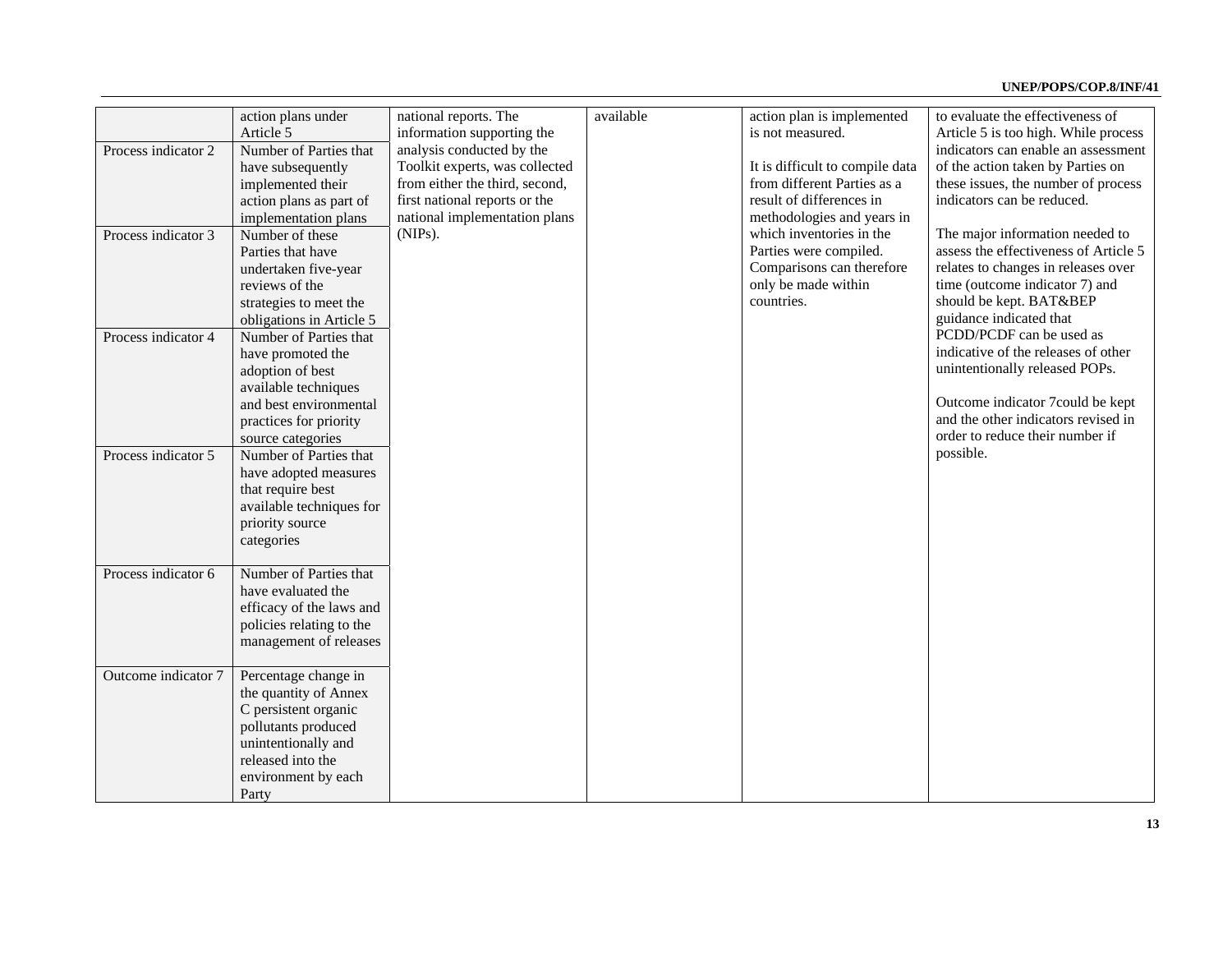| | | | | | |
|---|---|---|---|---|---|
| | action plans under Article 5 | national reports. The information supporting the analysis conducted by the Toolkit experts, was collected from either the third, second, first national reports or the national implementation plans (NIPs). | available | action plan is implemented is not measured.<br><br>It is difficult to compile data from different Parties as a result of differences in methodologies and years in which inventories in the Parties were compiled. Comparisons can therefore only be made within countries. | to evaluate the effectiveness of Article 5 is too high. While process indicators can enable an assessment of the action taken by Parties on these issues, the number of process indicators can be reduced.<br><br>The major information needed to assess the effectiveness of Article 5 relates to changes in releases over time (outcome indicator 7) and should be kept. BAT&BEP guidance indicated that PCDD/PCDF can be used as indicative of the releases of other unintentionally released POPs.<br><br>Outcome indicator 7could be kept and the other indicators revised in order to reduce their number if possible. |
| Process indicator 2 | Number of Parties that have subsequently implemented their action plans as part of implementation plans | | | | |
| Process indicator 3 | Number of these Parties that have undertaken five-year reviews of the strategies to meet the obligations in Article 5 | | | | |
| Process indicator 4 | Number of Parties that have promoted the adoption of best available techniques and best environmental practices for priority source categories | | | | |
| Process indicator 5 | Number of Parties that have adopted measures that require best available techniques for priority source categories | | | | |
| Process indicator 6 | Number of Parties that have evaluated the efficacy of the laws and policies relating to the management of releases | | | | |
| Outcome indicator 7 | Percentage change in the quantity of Annex C persistent organic pollutants produced unintentionally and released into the environment by each Party | | | | |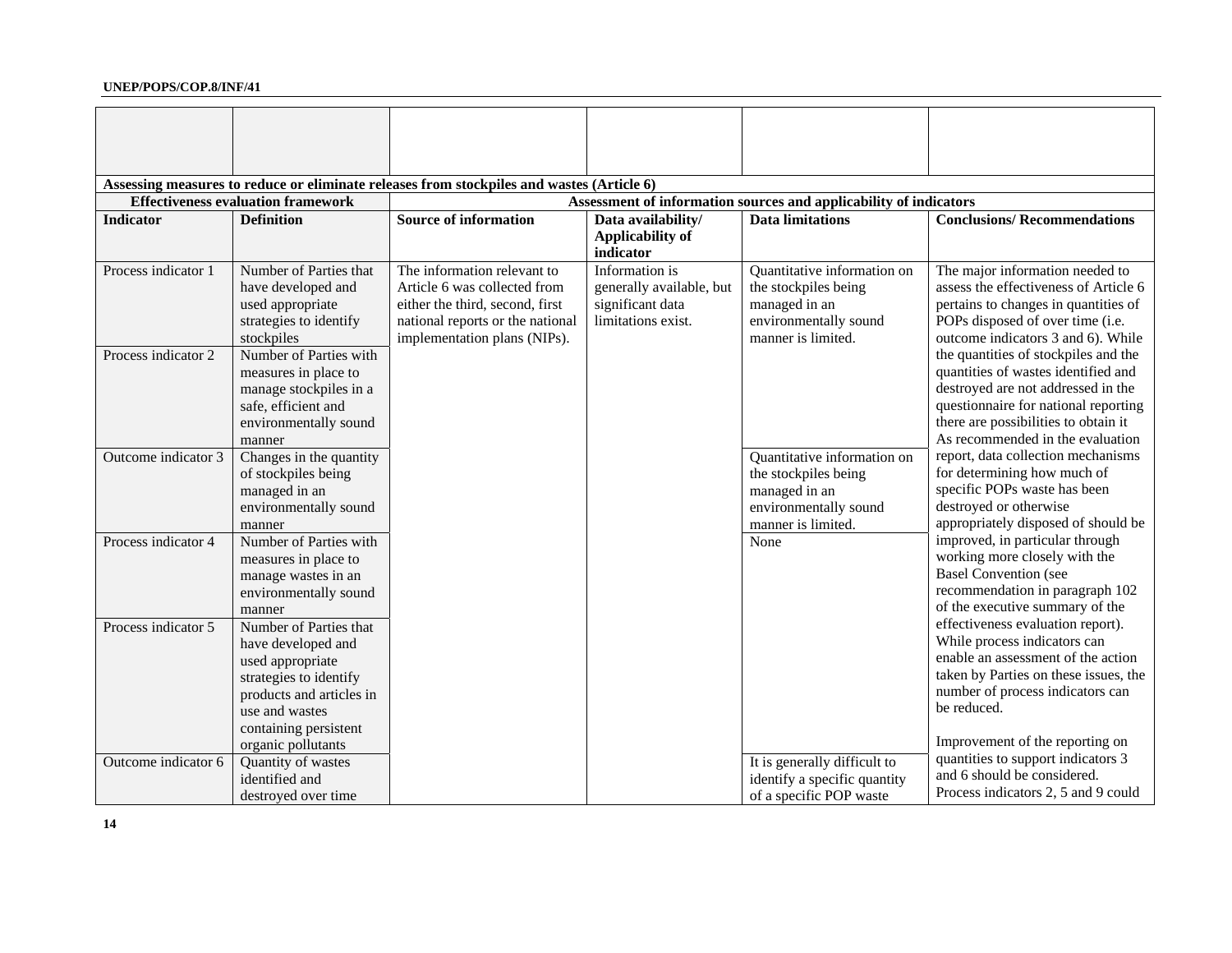| | | | | | |
|---|---|---|---|---|---|
| | | | | | |
| **Assessing measures to reduce or eliminate releases from stockpiles and wastes (Article 6)** | | | | | |
| **Effectiveness evaluation framework** | | **Assessment of information sources and applicability of indicators** | | | |
| **Indicator** | **Definition** | **Source of information** | **Data availability/ Applicability of indicator** | **Data limitations** | **Conclusions/ Recommendations** |
| Process indicator 1 | Number of Parties that have developed and used appropriate strategies to identify stockpiles | The information relevant to Article 6 was collected from either the third, second, first national reports or the national implementation plans (NIPs). | Information is generally available, but significant data limitations exist. | Quantitative information on the stockpiles being managed in an environmentally sound manner is limited. | The major information needed to assess the effectiveness of Article 6 pertains to changes in quantities of POPs disposed of over time (i.e. outcome indicators 3 and 6). While the quantities of stockpiles and the quantities of wastes identified and destroyed are not addressed in the questionnaire for national reporting there are possibilities to obtain it As recommended in the evaluation report, data collection mechanisms for determining how much of specific POPs waste has been destroyed or otherwise appropriately disposed of should be improved, in particular through working more closely with the Basel Convention (see recommendation in paragraph 102 of the executive summary of the effectiveness evaluation report). While process indicators can enable an assessment of the action taken by Parties on these issues, the number of process indicators can be reduced.<br><br>Improvement of the reporting on quantities to support indicators 3 and 6 should be considered. Process indicators 2, 5 and 9 could |
| Process indicator 2 | Number of Parties with measures in place to manage stockpiles in a safe, efficient and environmentally sound manner | | | | |
| Outcome indicator 3 | Changes in the quantity of stockpiles being managed in an environmentally sound manner | | | Quantitative information on the stockpiles being managed in an environmentally sound manner is limited. | |
| Process indicator 4 | Number of Parties with measures in place to manage wastes in an environmentally sound manner | | | None | |
| Process indicator 5 | Number of Parties that have developed and used appropriate strategies to identify products and articles in use and wastes containing persistent organic pollutants | | | | |
| Outcome indicator 6 | Quantity of wastes identified and destroyed over time | | | It is generally difficult to identify a specific quantity of a specific POP waste | |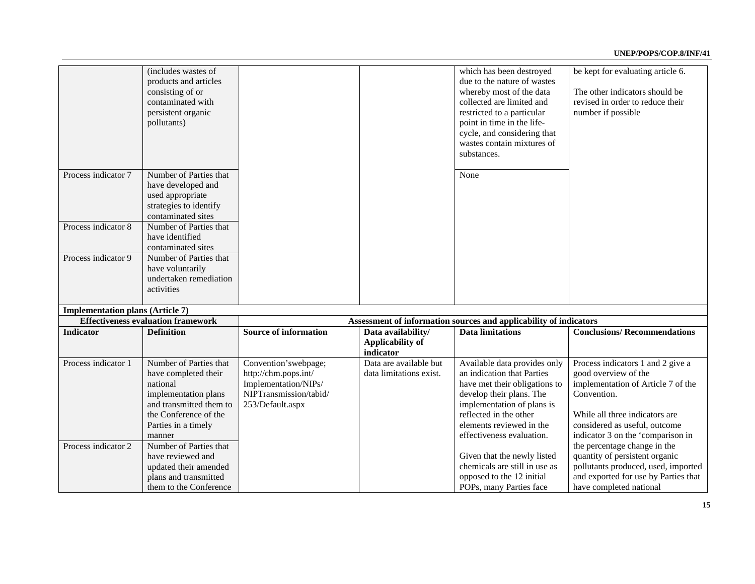| | | | | | |
|---|---|---|---|---|---|
| | (includes wastes of products and articles consisting of or contaminated with persistent organic pollutants) | | | which has been destroyed due to the nature of wastes whereby most of the data collected are limited and restricted to a particular point in time in the life-cycle, and considering that wastes contain mixtures of substances. | be kept for evaluating article 6.<br><br>The other indicators should be revised in order to reduce their number if possible |
| Process indicator 7 | Number of Parties that have developed and used appropriate strategies to identify contaminated sites | | | None | |
| Process indicator 8 | Number of Parties that have identified contaminated sites | | | | |
| Process indicator 9 | Number of Parties that have voluntarily undertaken remediation activities | | | | |

**Implementation plans (Article 7)**

| **Effectiveness evaluation framework** | | **Assessment of information sources and applicability of indicators** | | | |
|---|---|---|---|---|---|
| **Indicator** | **Definition** | **Source of information** | **Data availability/ Applicability of indicator** | **Data limitations** | **Conclusions/ Recommendations** |
| Process indicator 1 | Number of Parties that have completed their national implementation plans and transmitted them to the Conference of the Parties in a timely manner | Convention'swebpage; http://chm.pops.int/Implementation/NIPs/NIPTransmission/tabid/253/Default.aspx | Data are available but data limitations exist. | Available data provides only an indication that Parties have met their obligations to develop their plans. The implementation of plans is reflected in the other elements reviewed in the effectiveness evaluation.<br><br>Given that the newly listed chemicals are still in use as opposed to the 12 initial POPs, many Parties face | Process indicators 1 and 2 give a good overview of the implementation of Article 7 of the Convention.<br><br>While all three indicators are considered as useful, outcome indicator 3 on the 'comparison in the percentage change in the quantity of persistent organic pollutants produced, used, imported and exported for use by Parties that have completed national |
| Process indicator 2 | Number of Parties that have reviewed and updated their amended plans and transmitted them to the Conference | | | | |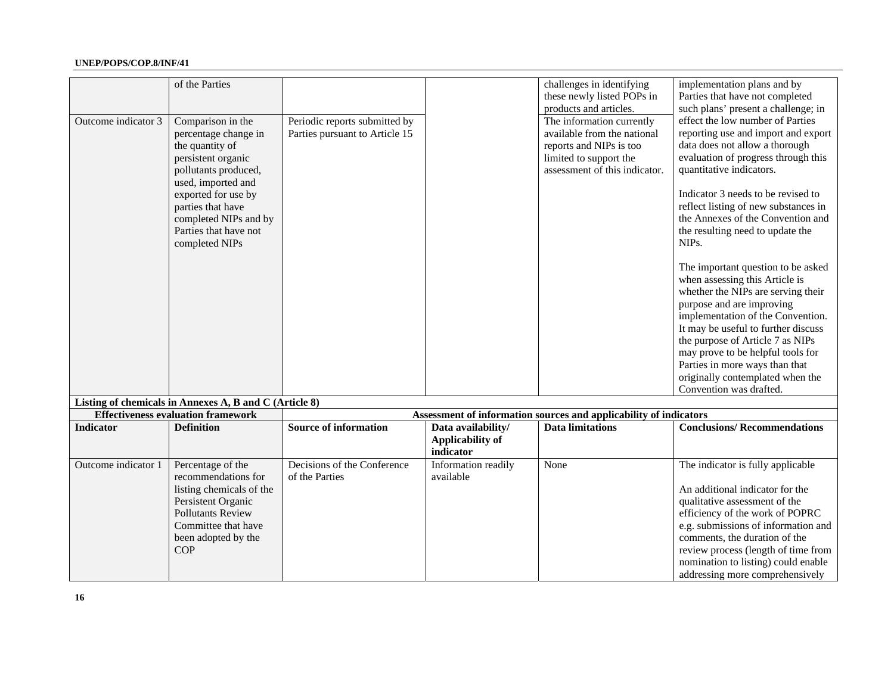| | of the Parties | | | challenges in identifying these newly listed POPs in products and articles. | implementation plans and by Parties that have not completed such plans' present a challenge; in effect the low number of Parties reporting use and import and export data does not allow a thorough evaluation of progress through this quantitative indicators. Indicator 3 needs to be revised to reflect listing of new substances in the Annexes of the Convention and the resulting need to update the NIPs. The important question to be asked when assessing this Article is whether the NIPs are serving their purpose and are improving implementation of the Convention. It may be useful to further discuss the purpose of Article 7 as NIPs may prove to be helpful tools for Parties in more ways than that originally contemplated when the Convention was drafted. |
|---|---|---|---|---|---|
| Outcome indicator 3 | Comparison in the percentage change in the quantity of persistent organic pollutants produced, used, imported and exported for use by parties that have completed NIPs and by Parties that have not completed NIPs | Periodic reports submitted by Parties pursuant to Article 15 | | The information currently available from the national reports and NIPs is too limited to support the assessment of this indicator. | |
| **Listing of chemicals in Annexes A, B and C (Article 8)** | | | | | |
| **Effectiveness evaluation framework** | | **Assessment of information sources and applicability of indicators** | | | |
| **Indicator** | **Definition** | **Source of information** | **Data availability/ Applicability of indicator** | **Data limitations** | **Conclusions/ Recommendations** |
| Outcome indicator 1 | Percentage of the recommendations for listing chemicals of the Persistent Organic Pollutants Review Committee that have been adopted by the COP | Decisions of the Conference of the Parties | Information readily available | None | The indicator is fully applicable An additional indicator for the qualitative assessment of the efficiency of the work of POPRC e.g. submissions of information and comments, the duration of the review process (length of time from nomination to listing) could enable addressing more comprehensively |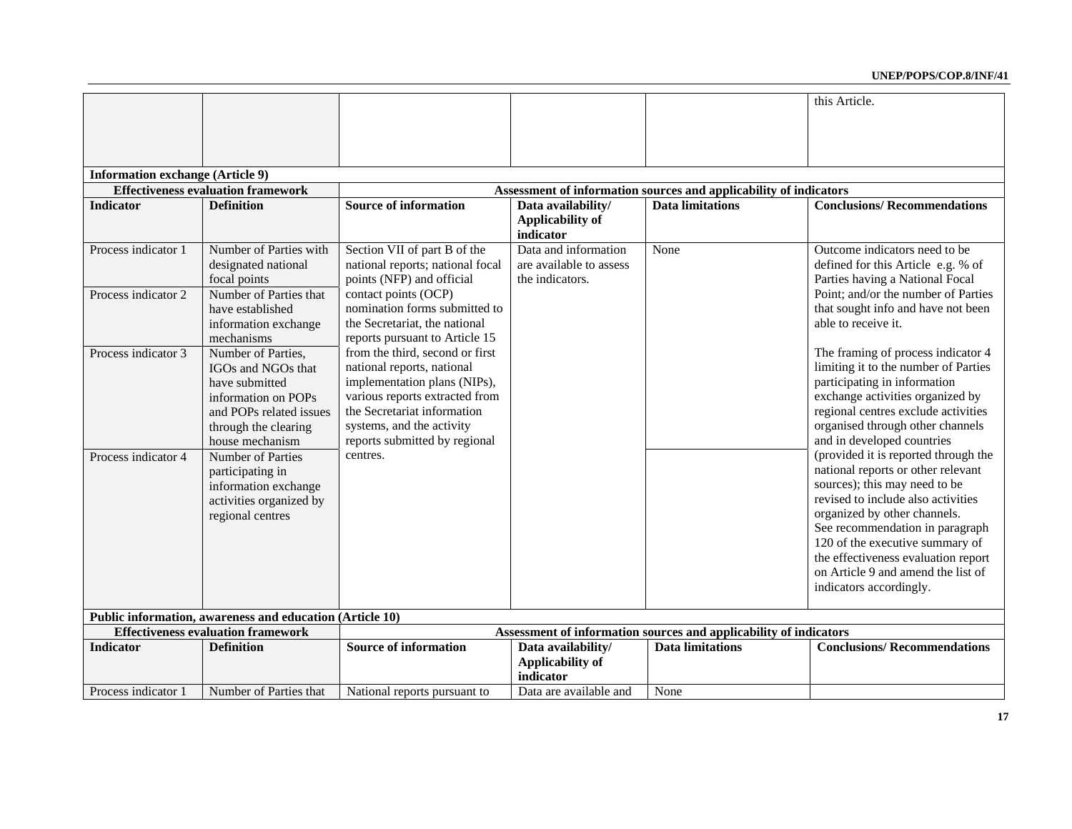| | | | | | |
|---|---|---|---|---|---|
| | | | | | this Article. |
| **Information exchange (Article 9)** | | | | | |
| **Effectiveness evaluation framework** | | **Assessment of information sources and applicability of indicators** | | | |
| **Indicator** | **Definition** | **Source of information** | **Data availability/ Applicability of indicator** | **Data limitations** | **Conclusions/ Recommendations** |
| Process indicator 1 | Number of Parties with designated national focal points | Section VII of part B of the national reports; national focal points (NFP) and official contact points (OCP) nomination forms submitted to the Secretariat, the national reports pursuant to Article 15 from the third, second or first national reports, national implementation plans (NIPs), various reports extracted from the Secretariat information systems, and the activity reports submitted by regional centres. | Data and information are available to assess the indicators. | None | Outcome indicators need to be defined for this Article e.g. % of Parties having a National Focal Point; and/or the number of Parties that sought info and have not been able to receive it.<br><br>The framing of process indicator 4 limiting it to the number of Parties participating in information exchange activities organized by regional centres exclude activities organised through other channels and in developed countries (provided it is reported through the national reports or other relevant sources); this may need to be revised to include also activities organized by other channels.<br>See recommendation in paragraph 120 of the executive summary of the effectiveness evaluation report on Article 9 and amend the list of indicators accordingly. |
| Process indicator 2 | Number of Parties that have established information exchange mechanisms | | | | |
| Process indicator 3 | Number of Parties, IGOs and NGOs that have submitted information on POPs and POPs related issues through the clearing house mechanism | | | | |
| Process indicator 4 | Number of Parties participating in information exchange activities organized by regional centres | | | | |
| **Public information, awareness and education (Article 10)** | | | | | |
| **Effectiveness evaluation framework** | | **Assessment of information sources and applicability of indicators** | | | |
| **Indicator** | **Definition** | **Source of information** | **Data availability/ Applicability of indicator** | **Data limitations** | **Conclusions/ Recommendations** |
| Process indicator 1 | Number of Parties that | National reports pursuant to | Data are available and | None | |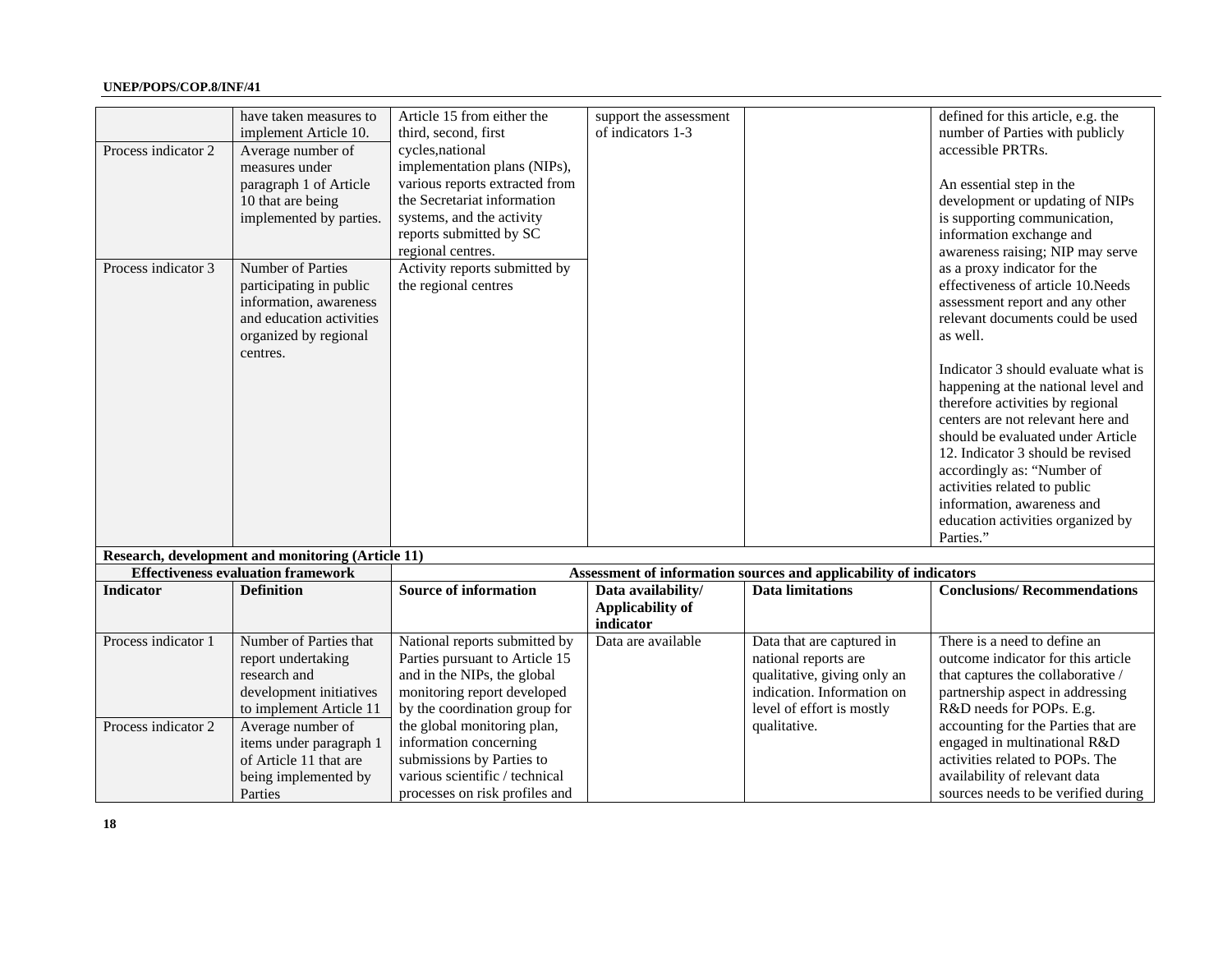| | | | | | |
|---|---|---|---|---|---|
| | have taken measures to implement Article 10. | Article 15 from either the third, second, first cycles,national implementation plans (NIPs), various reports extracted from the Secretariat information systems, and the activity reports submitted by SC regional centres. | support the assessment of indicators 1-3 | | defined for this article, e.g. the number of Parties with publicly accessible PRTRs.<br><br>An essential step in the development or updating of NIPs is supporting communication, information exchange and awareness raising; NIP may serve as a proxy indicator for the effectiveness of article 10.Needs assessment report and any other relevant documents could be used as well.<br><br>Indicator 3 should evaluate what is happening at the national level and therefore activities by regional centers are not relevant here and should be evaluated under Article 12. Indicator 3 should be revised accordingly as: "Number of activities related to public information, awareness and education activities organized by Parties." |
| Process indicator 2 | Average number of measures under paragraph 1 of Article 10 that are being implemented by parties. | | | | |
| Process indicator 3 | Number of Parties participating in public information, awareness and education activities organized by regional centres. | Activity reports submitted by the regional centres | | | |
| **Research, development and monitoring (Article 11)** | | | | | |
| **Effectiveness evaluation framework** | | **Assessment of information sources and applicability of indicators** | | | |
| **Indicator** | **Definition** | **Source of information** | **Data availability/ Applicability of indicator** | **Data limitations** | **Conclusions/ Recommendations** |
| Process indicator 1 | Number of Parties that report undertaking research and development initiatives to implement Article 11 | National reports submitted by Parties pursuant to Article 15 and in the NIPs, the global monitoring report developed by the coordination group for the global monitoring plan, information concerning submissions by Parties to various scientific / technical processes on risk profiles and | Data are available | Data that are captured in national reports are qualitative, giving only an indication. Information on level of effort is mostly qualitative. | There is a need to define an outcome indicator for this article that captures the collaborative / partnership aspect in addressing R&D needs for POPs. E.g. accounting for the Parties that are engaged in multinational R&D activities related to POPs. The availability of relevant data sources needs to be verified during |
| Process indicator 2 | Average number of items under paragraph 1 of Article 11 that are being implemented by Parties | | | | |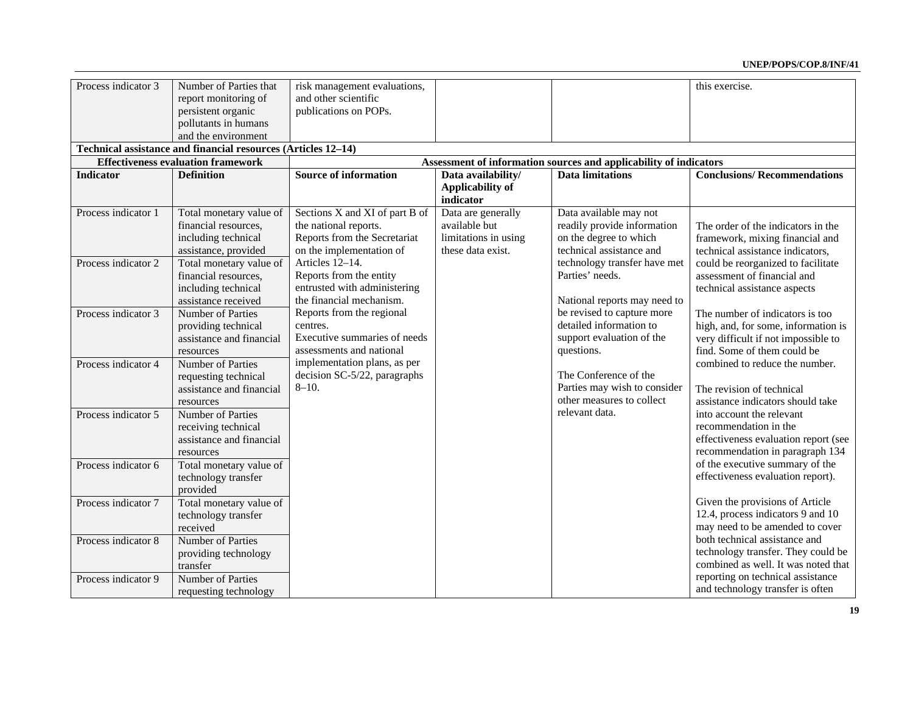| Process indicator 3 | Number of Parties that report monitoring of persistent organic pollutants in humans and the environment | risk management evaluations, and other scientific publications on POPs. | | | this exercise. |
|---|---|---|---|---|---|
| **Technical assistance and financial resources (Articles 12–14)** | | | | | |
| **Effectiveness evaluation framework** | | **Assessment of information sources and applicability of indicators** | | | |
| **Indicator** | **Definition** | **Source of information** | **Data availability/ Applicability of indicator** | **Data limitations** | **Conclusions/ Recommendations** |
| Process indicator 1 | Total monetary value of financial resources, including technical assistance, provided | Sections X and XI of part B of the national reports.<br>Reports from the Secretariat on the implementation of Articles 12–14.<br>Reports from the entity entrusted with administering the financial mechanism.<br>Reports from the regional centres.<br>Executive summaries of needs assessments and national implementation plans, as per decision SC-5/22, paragraphs 8–10. | Data are generally available but limitations in using these data exist. | Data available may not readily provide information on the degree to which technical assistance and technology transfer have met Parties' needs.<br><br>National reports may need to be revised to capture more detailed information to support evaluation of the questions.<br><br>The Conference of the Parties may wish to consider other measures to collect relevant data. | The order of the indicators in the framework, mixing financial and technical assistance indicators, could be reorganized to facilitate assessment of financial and technical assistance aspects<br><br>The number of indicators is too high, and, for some, information is very difficult if not impossible to find. Some of them could be combined to reduce the number.<br><br>The revision of technical assistance indicators should take into account the relevant recommendation in the effectiveness evaluation report (see recommendation in paragraph 134 of the executive summary of the effectiveness evaluation report).<br><br>Given the provisions of Article 12.4, process indicators 9 and 10 may need to be amended to cover both technical assistance and technology transfer. They could be combined as well. It was noted that reporting on technical assistance and technology transfer is often |
| Process indicator 2 | Total monetary value of financial resources, including technical assistance received | | | | |
| Process indicator 3 | Number of Parties providing technical assistance and financial resources | | | | |
| Process indicator 4 | Number of Parties requesting technical assistance and financial resources | | | | |
| Process indicator 5 | Number of Parties receiving technical assistance and financial resources | | | | |
| Process indicator 6 | Total monetary value of technology transfer provided | | | | |
| Process indicator 7 | Total monetary value of technology transfer received | | | | |
| Process indicator 8 | Number of Parties providing technology transfer | | | | |
| Process indicator 9 | Number of Parties requesting technology | | | | |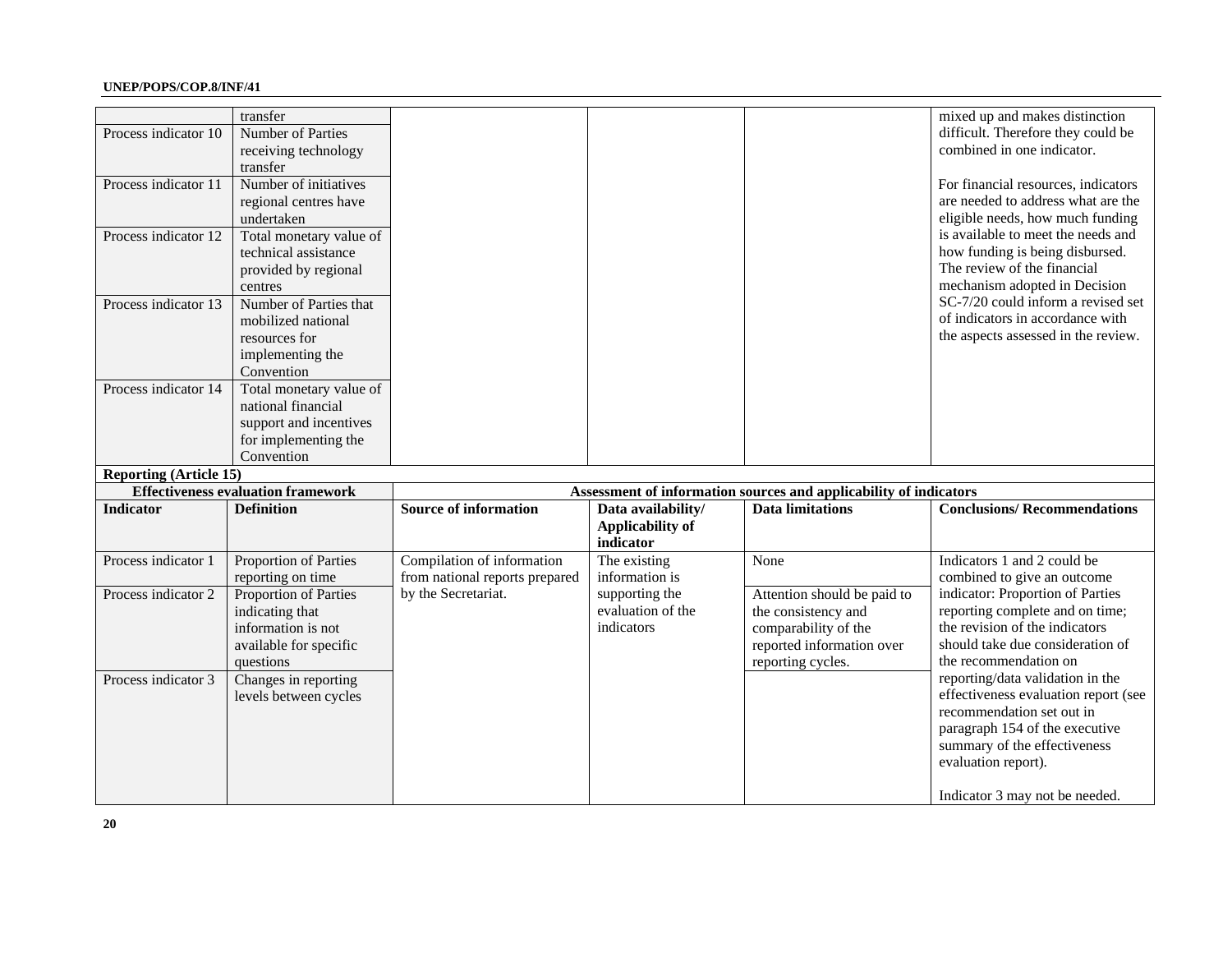| | transfer | | | | mixed up and makes distinction difficult. Therefore they could be combined in one indicator. For financial resources, indicators are needed to address what are the eligible needs, how much funding is available to meet the needs and how funding is being disbursed. The review of the financial mechanism adopted in Decision SC-7/20 could inform a revised set of indicators in accordance with the aspects assessed in the review. |
|---|---|---|---|---|---|
| Process indicator 10 | Number of Parties receiving technology transfer | | | | |
| Process indicator 11 | Number of initiatives regional centres have undertaken | | | | |
| Process indicator 12 | Total monetary value of technical assistance provided by regional centres | | | | |
| Process indicator 13 | Number of Parties that mobilized national resources for implementing the Convention | | | | |
| Process indicator 14 | Total monetary value of national financial support and incentives for implementing the Convention | | | | |

| **Reporting (Article 15)** | | | | | |
|---|---|---|---|---|---|
| **Effectiveness evaluation framework** | | **Assessment of information sources and applicability of indicators** | | | |
| **Indicator** | **Definition** | **Source of information** | **Data availability/ Applicability of indicator** | **Data limitations** | **Conclusions/ Recommendations** |
| Process indicator 1 | Proportion of Parties reporting on time | Compilation of information from national reports prepared by the Secretariat. | The existing information is supporting the evaluation of the indicators | None | Indicators 1 and 2 could be combined to give an outcome indicator: Proportion of Parties reporting complete and on time; the revision of the indicators should take due consideration of the recommendation on reporting/data validation in the effectiveness evaluation report (see recommendation set out in paragraph 154 of the executive summary of the effectiveness evaluation report). Indicator 3 may not be needed. |
| Process indicator 2 | Proportion of Parties indicating that information is not available for specific questions | | | Attention should be paid to the consistency and comparability of the reported information over reporting cycles. | |
| Process indicator 3 | Changes in reporting levels between cycles | | | | |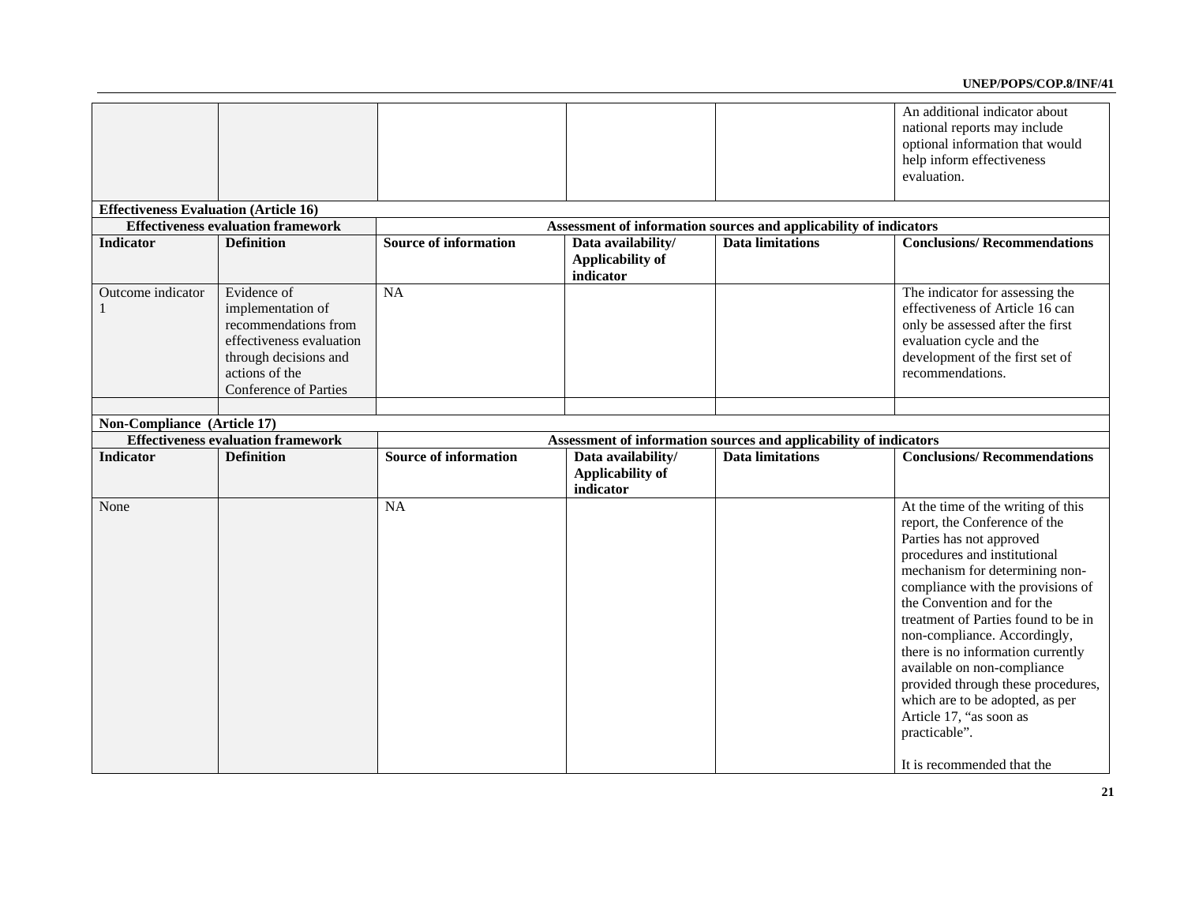| | | | | | |
|---|---|---|---|---|---|
| | | | | | An additional indicator about national reports may include optional information that would help inform effectiveness evaluation. |

| **Effectiveness Evaluation (Article 16)** | | | | | |
|---|---|---|---|---|---|
| **Effectiveness evaluation framework** | | **Assessment of information sources and applicability of indicators** | | | |
| **Indicator** | **Definition** | **Source of information** | **Data availability/ Applicability of indicator** | **Data limitations** | **Conclusions/ Recommendations** |
| Outcome indicator 1 | Evidence of implementation of recommendations from effectiveness evaluation through decisions and actions of the Conference of Parties | NA | | | The indicator for assessing the effectiveness of Article 16 can only be assessed after the first evaluation cycle and the development of the first set of recommendations. |
| | | | | | |

| **Non-Compliance (Article 17)** | | | | | |
|---|---|---|---|---|---|
| **Effectiveness evaluation framework** | | **Assessment of information sources and applicability of indicators** | | | |
| **Indicator** | **Definition** | **Source of information** | **Data availability/ Applicability of indicator** | **Data limitations** | **Conclusions/ Recommendations** |
| None | | NA | | | At the time of the writing of this report, the Conference of the Parties has not approved procedures and institutional mechanism for determining non-compliance with the provisions of the Convention and for the treatment of Parties found to be in non-compliance. Accordingly, there is no information currently available on non-compliance provided through these procedures, which are to be adopted, as per Article 17, "as soon as practicable".<br><br>It is recommended that the |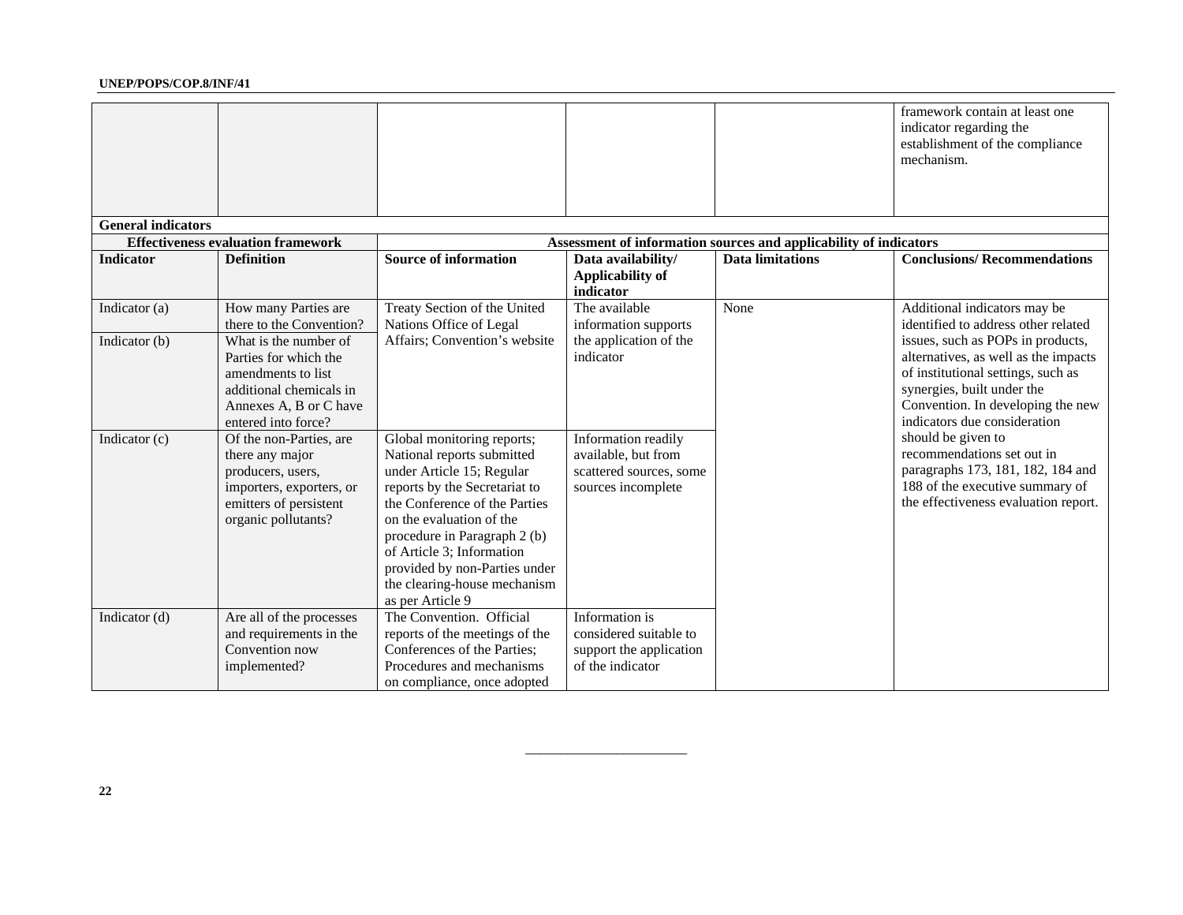| | | | | | |
|---|---|---|---|---|---|
| | | | | | framework contain at least one indicator regarding the establishment of the compliance mechanism. |

**General indicators**

| Effectiveness evaluation framework | | Assessment of information sources and applicability of indicators | | | |
|---|---|---|---|---|---|
| **Indicator** | **Definition** | **Source of information** | **Data availability/ Applicability of indicator** | **Data limitations** | **Conclusions/ Recommendations** |
| Indicator (a) | How many Parties are there to the Convention? | Treaty Section of the United Nations Office of Legal Affairs; Convention's website | The available information supports the application of the indicator | None | Additional indicators may be identified to address other related issues, such as POPs in products, alternatives, as well as the impacts of institutional settings, such as synergies, built under the Convention. In developing the new indicators due consideration should be given to recommendations set out in paragraphs 173, 181, 182, 184 and 188 of the executive summary of the effectiveness evaluation report. |
| Indicator (b) | What is the number of Parties for which the amendments to list additional chemicals in Annexes A, B or C have entered into force? | | | | |
| Indicator (c) | Of the non-Parties, are there any major producers, users, importers, exporters, or emitters of persistent organic pollutants? | Global monitoring reports; National reports submitted under Article 15; Regular reports by the Secretariat to the Conference of the Parties on the evaluation of the procedure in Paragraph 2 (b) of Article 3; Information provided by non-Parties under the clearing-house mechanism as per Article 9 | Information readily available, but from scattered sources, some sources incomplete | | |
| Indicator (d) | Are all of the processes and requirements in the Convention now implemented? | The Convention. Official reports of the meetings of the Conferences of the Parties; Procedures and mechanisms on compliance, once adopted | Information is considered suitable to support the application of the indicator | | |

______________________